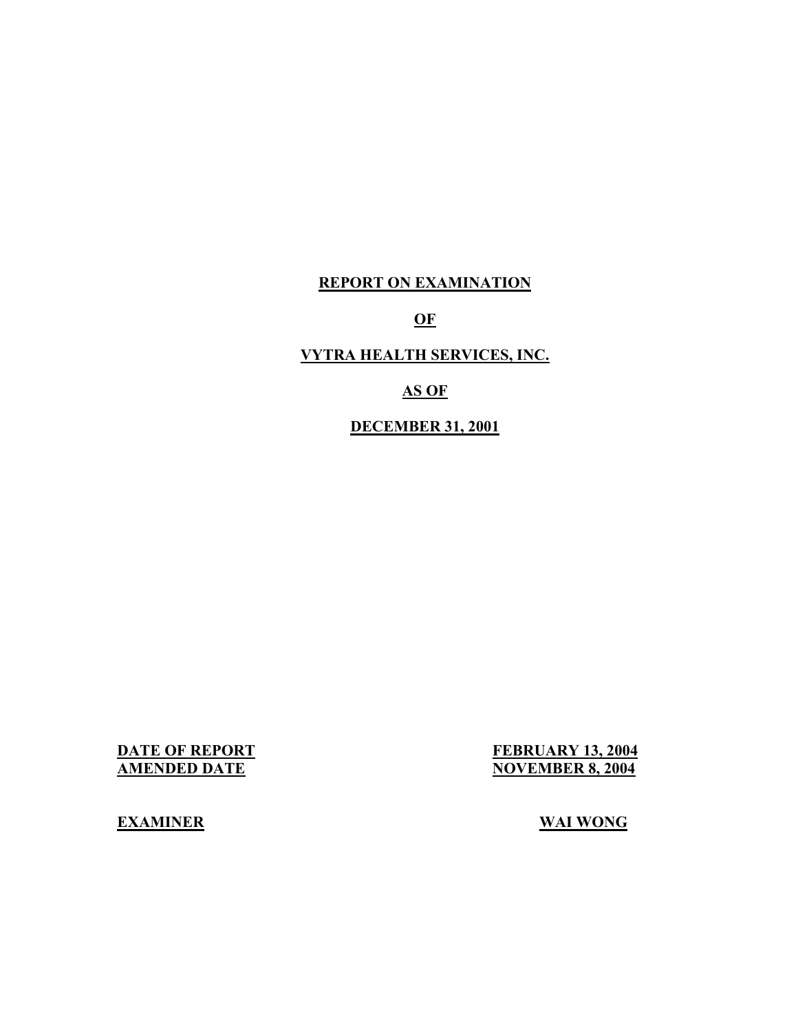# REPORT ON EXAMINATION

# OF

# VYTRA HEALTH SERVICES, INC.

# AS OF

# DECEMBER 31, 2001

| | |
|---|---|
| **DATE OF REPORT** | **FEBRUARY 13, 2004** |
| **AMENDED DATE** | **NOVEMBER 8, 2004** |
| **EXAMINER** | **WAI WONG** |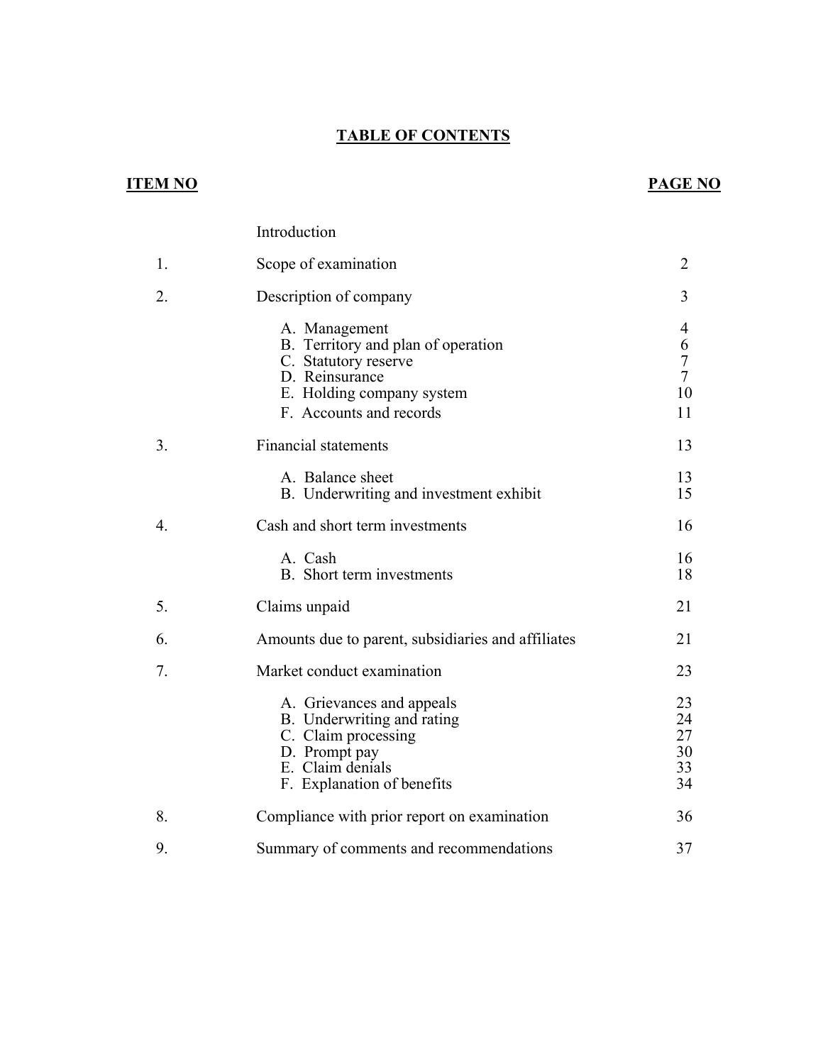# TABLE OF CONTENTS

| ITEM NO | | PAGE NO |
|---|---|---|
| | Introduction | |
| 1. | Scope of examination | 2 |
| 2. | Description of company | 3 |
| | A. Management | 4 |
| | B. Territory and plan of operation | 6 |
| | C. Statutory reserve | 7 |
| | D. Reinsurance | 7 |
| | E. Holding company system | 10 |
| | F. Accounts and records | 11 |
| 3. | Financial statements | 13 |
| | A. Balance sheet | 13 |
| | B. Underwriting and investment exhibit | 15 |
| 4. | Cash and short term investments | 16 |
| | A. Cash | 16 |
| | B. Short term investments | 18 |
| 5. | Claims unpaid | 21 |
| 6. | Amounts due to parent, subsidiaries and affiliates | 21 |
| 7. | Market conduct examination | 23 |
| | A. Grievances and appeals | 23 |
| | B. Underwriting and rating | 24 |
| | C. Claim processing | 27 |
| | D. Prompt pay | 30 |
| | E. Claim denials | 33 |
| | F. Explanation of benefits | 34 |
| 8. | Compliance with prior report on examination | 36 |
| 9. | Summary of comments and recommendations | 37 |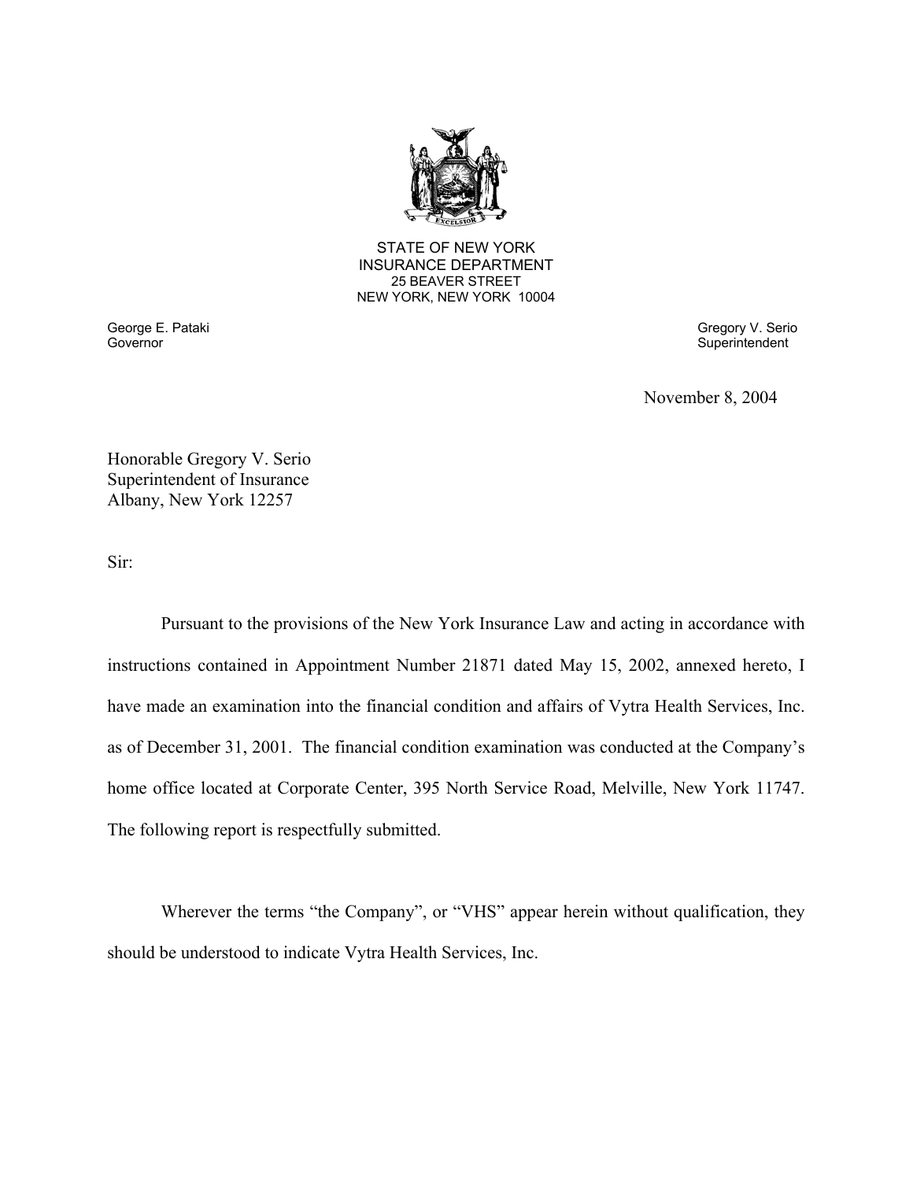STATE OF NEW YORK
INSURANCE DEPARTMENT
25 BEAVER STREET
NEW YORK, NEW YORK 10004

George E. Pataki
Governor

Gregory V. Serio
Superintendent

November 8, 2004

Honorable Gregory V. Serio
Superintendent of Insurance
Albany, New York 12257

Sir:

Pursuant to the provisions of the New York Insurance Law and acting in accordance with instructions contained in Appointment Number 21871 dated May 15, 2002, annexed hereto, I have made an examination into the financial condition and affairs of Vytra Health Services, Inc. as of December 31, 2001. The financial condition examination was conducted at the Company's home office located at Corporate Center, 395 North Service Road, Melville, New York 11747. The following report is respectfully submitted.

Wherever the terms "the Company", or "VHS" appear herein without qualification, they should be understood to indicate Vytra Health Services, Inc.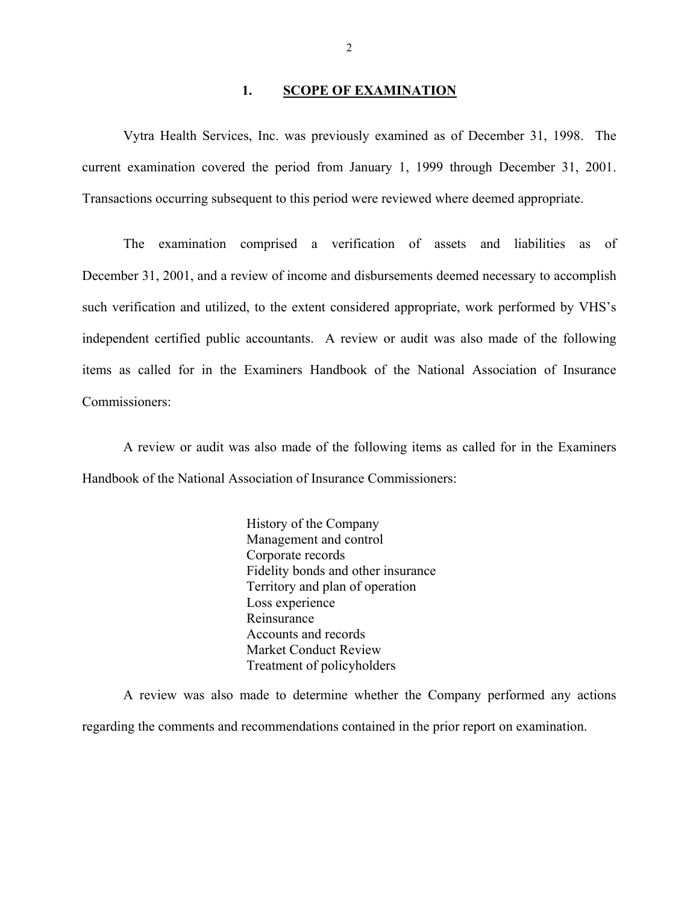## 1. SCOPE OF EXAMINATION

Vytra Health Services, Inc. was previously examined as of December 31, 1998. The current examination covered the period from January 1, 1999 through December 31, 2001. Transactions occurring subsequent to this period were reviewed where deemed appropriate.

The examination comprised a verification of assets and liabilities as of December 31, 2001, and a review of income and disbursements deemed necessary to accomplish such verification and utilized, to the extent considered appropriate, work performed by VHS's independent certified public accountants. A review or audit was also made of the following items as called for in the Examiners Handbook of the National Association of Insurance Commissioners:

A review or audit was also made of the following items as called for in the Examiners Handbook of the National Association of Insurance Commissioners:

- History of the Company
- Management and control
- Corporate records
- Fidelity bonds and other insurance
- Territory and plan of operation
- Loss experience
- Reinsurance
- Accounts and records
- Market Conduct Review
- Treatment of policyholders

A review was also made to determine whether the Company performed any actions regarding the comments and recommendations contained in the prior report on examination.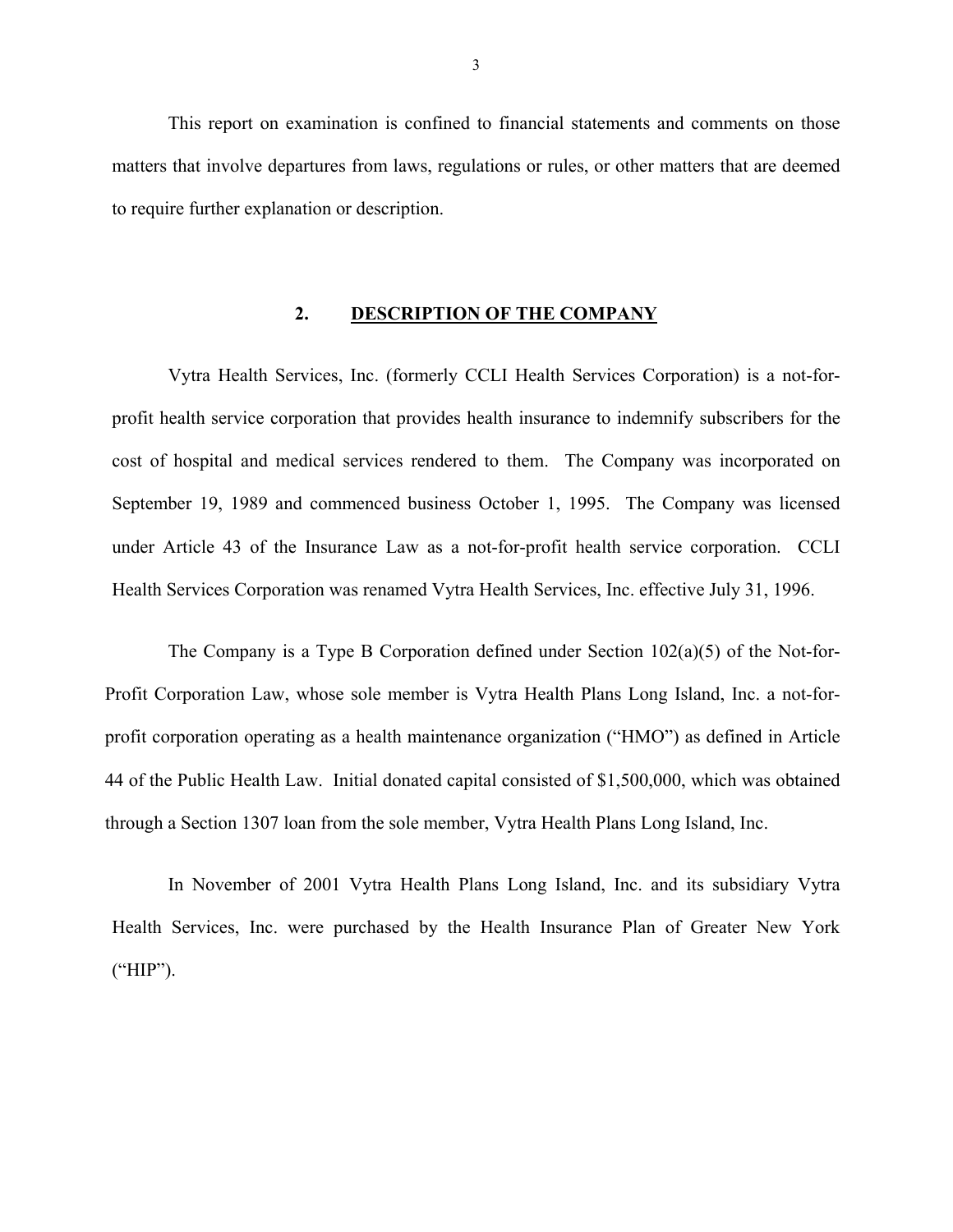This report on examination is confined to financial statements and comments on those matters that involve departures from laws, regulations or rules, or other matters that are deemed to require further explanation or description.

## 2. DESCRIPTION OF THE COMPANY

Vytra Health Services, Inc. (formerly CCLI Health Services Corporation) is a not-for-profit health service corporation that provides health insurance to indemnify subscribers for the cost of hospital and medical services rendered to them. The Company was incorporated on September 19, 1989 and commenced business October 1, 1995. The Company was licensed under Article 43 of the Insurance Law as a not-for-profit health service corporation. CCLI Health Services Corporation was renamed Vytra Health Services, Inc. effective July 31, 1996.

The Company is a Type B Corporation defined under Section 102(a)(5) of the Not-for-Profit Corporation Law, whose sole member is Vytra Health Plans Long Island, Inc. a not-for-profit corporation operating as a health maintenance organization ("HMO") as defined in Article 44 of the Public Health Law. Initial donated capital consisted of $1,500,000, which was obtained through a Section 1307 loan from the sole member, Vytra Health Plans Long Island, Inc.

In November of 2001 Vytra Health Plans Long Island, Inc. and its subsidiary Vytra Health Services, Inc. were purchased by the Health Insurance Plan of Greater New York ("HIP").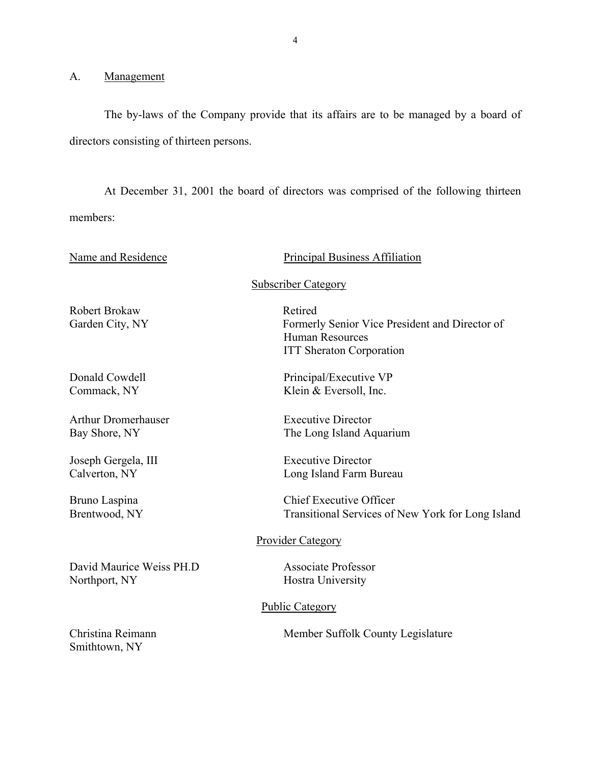## A. Management

The by-laws of the Company provide that its affairs are to be managed by a board of directors consisting of thirteen persons.

At December 31, 2001 the board of directors was comprised of the following thirteen members:

| Name and Residence | Principal Business Affiliation |
|---|---|
| | Subscriber Category |
| Robert Brokaw<br>Garden City, NY | Retired<br>Formerly Senior Vice President and Director of Human Resources<br>ITT Sheraton Corporation |
| Donald Cowdell<br>Commack, NY | Principal/Executive VP<br>Klein & Eversoll, Inc. |
| Arthur Dromerhauser<br>Bay Shore, NY | Executive Director<br>The Long Island Aquarium |
| Joseph Gergela, III<br>Calverton, NY | Executive Director<br>Long Island Farm Bureau |
| Bruno Laspina<br>Brentwood, NY | Chief Executive Officer<br>Transitional Services of New York for Long Island |
| | Provider Category |
| David Maurice Weiss PH.D<br>Northport, NY | Associate Professor<br>Hostra University |
| | Public Category |
| Christina Reimann<br>Smithtown, NY | Member Suffolk County Legislature |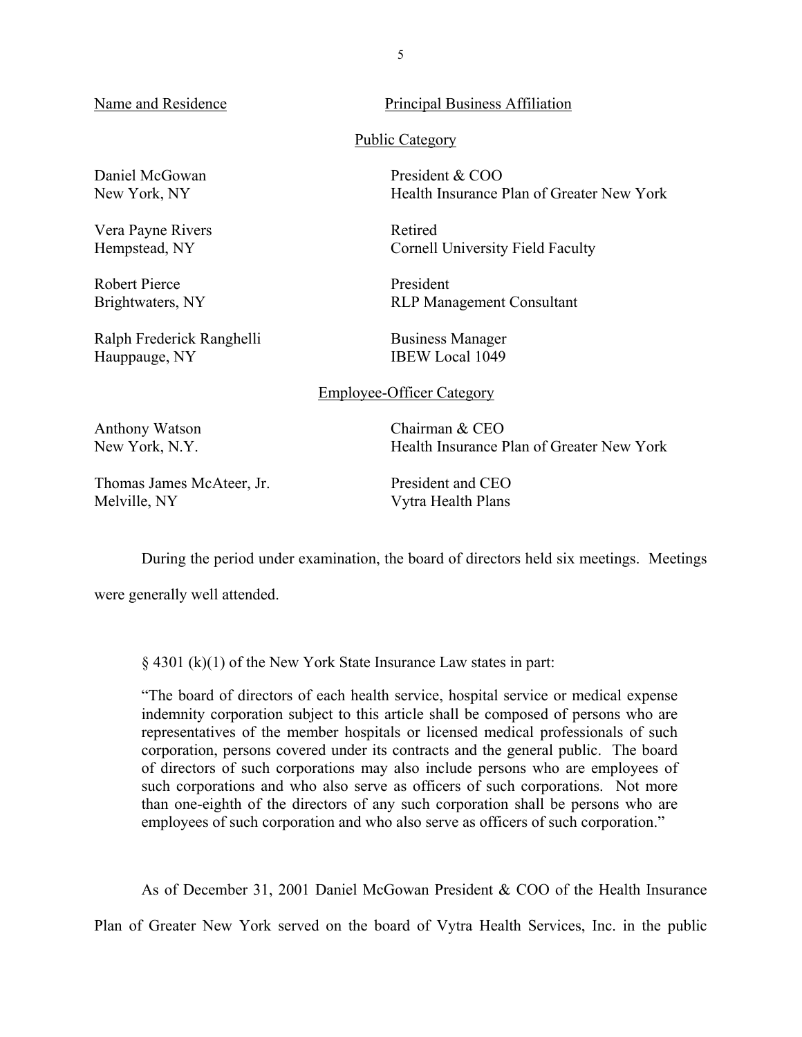| Name and Residence | Principal Business Affiliation |
|---|---|
| | **Public Category** |
| Daniel McGowan<br>New York, NY | President & COO<br>Health Insurance Plan of Greater New York |
| Vera Payne Rivers<br>Hempstead, NY | Retired<br>Cornell University Field Faculty |
| Robert Pierce<br>Brightwaters, NY | President<br>RLP Management Consultant |
| Ralph Frederick Ranghelli<br>Hauppauge, NY | Business Manager<br>IBEW Local 1049 |
| | **Employee-Officer Category** |
| Anthony Watson<br>New York, N.Y. | Chairman & CEO<br>Health Insurance Plan of Greater New York |
| Thomas James McAteer, Jr.<br>Melville, NY | President and CEO<br>Vytra Health Plans |

During the period under examination, the board of directors held six meetings. Meetings were generally well attended.

§ 4301 (k)(1) of the New York State Insurance Law states in part:

> "The board of directors of each health service, hospital service or medical expense indemnity corporation subject to this article shall be composed of persons who are representatives of the member hospitals or licensed medical professionals of such corporation, persons covered under its contracts and the general public. The board of directors of such corporations may also include persons who are employees of such corporations and who also serve as officers of such corporations. Not more than one-eighth of the directors of any such corporation shall be persons who are employees of such corporation and who also serve as officers of such corporation."

As of December 31, 2001 Daniel McGowan President & COO of the Health Insurance Plan of Greater New York served on the board of Vytra Health Services, Inc. in the public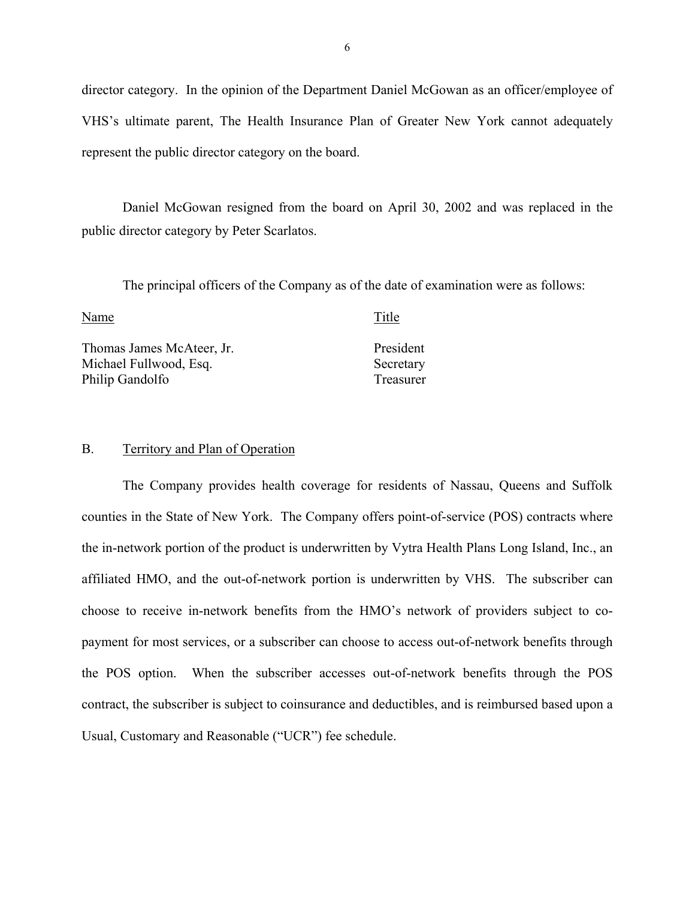director category. In the opinion of the Department Daniel McGowan as an officer/employee of VHS's ultimate parent, The Health Insurance Plan of Greater New York cannot adequately represent the public director category on the board.

Daniel McGowan resigned from the board on April 30, 2002 and was replaced in the public director category by Peter Scarlatos.

The principal officers of the Company as of the date of examination were as follows:

| Name | Title |
|---|---|
| Thomas James McAteer, Jr. | President |
| Michael Fullwood, Esq. | Secretary |
| Philip Gandolfo | Treasurer |

## B. Territory and Plan of Operation

The Company provides health coverage for residents of Nassau, Queens and Suffolk counties in the State of New York. The Company offers point-of-service (POS) contracts where the in-network portion of the product is underwritten by Vytra Health Plans Long Island, Inc., an affiliated HMO, and the out-of-network portion is underwritten by VHS. The subscriber can choose to receive in-network benefits from the HMO's network of providers subject to co-payment for most services, or a subscriber can choose to access out-of-network benefits through the POS option. When the subscriber accesses out-of-network benefits through the POS contract, the subscriber is subject to coinsurance and deductibles, and is reimbursed based upon a Usual, Customary and Reasonable ("UCR") fee schedule.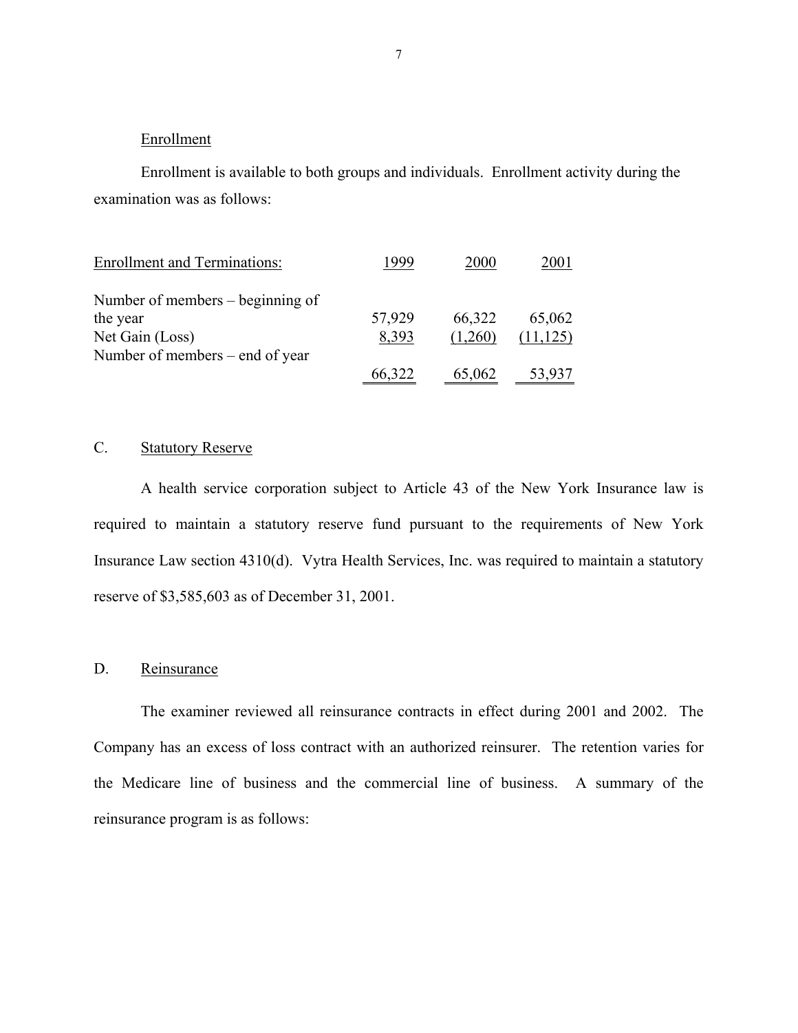### Enrollment

Enrollment is available to both groups and individuals. Enrollment activity during the examination was as follows:

| Enrollment and Terminations: | 1999 | 2000 | 2001 |
|---|---|---|---|
| Number of members – beginning of the year | 57,929 | 66,322 | 65,062 |
| Net Gain (Loss) | 8,393 | (1,260) | (11,125) |
| Number of members – end of year | 66,322 | 65,062 | 53,937 |

## C. Statutory Reserve

A health service corporation subject to Article 43 of the New York Insurance law is required to maintain a statutory reserve fund pursuant to the requirements of New York Insurance Law section 4310(d). Vytra Health Services, Inc. was required to maintain a statutory reserve of $3,585,603 as of December 31, 2001.

## D. Reinsurance

The examiner reviewed all reinsurance contracts in effect during 2001 and 2002. The Company has an excess of loss contract with an authorized reinsurer. The retention varies for the Medicare line of business and the commercial line of business. A summary of the reinsurance program is as follows: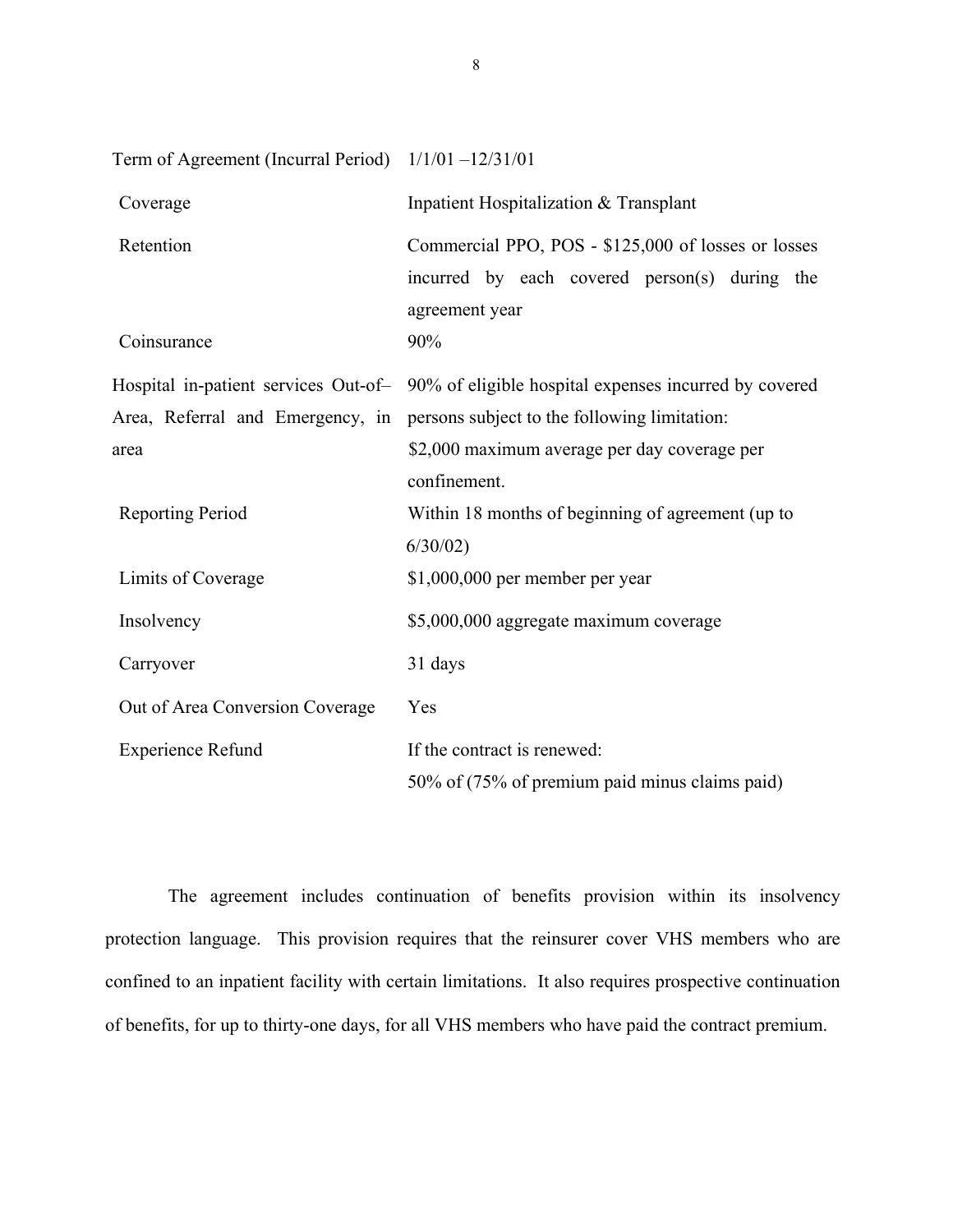| | |
|---|---|
| Term of Agreement (Incurral Period) | 1/1/01 –12/31/01 |
| Coverage | Inpatient Hospitalization & Transplant |
| Retention | Commercial PPO, POS - $125,000 of losses or losses incurred by each covered person(s) during the agreement year |
| Coinsurance | 90% |
| Hospital in-patient services Out-of–Area, Referral and Emergency, in area | 90% of eligible hospital expenses incurred by covered persons subject to the following limitation: $2,000 maximum average per day coverage per confinement. |
| Reporting Period | Within 18 months of beginning of agreement (up to 6/30/02) |
| Limits of Coverage | $1,000,000 per member per year |
| Insolvency | $5,000,000 aggregate maximum coverage |
| Carryover | 31 days |
| Out of Area Conversion Coverage | Yes |
| Experience Refund | If the contract is renewed: 50% of (75% of premium paid minus claims paid) |

The agreement includes continuation of benefits provision within its insolvency protection language. This provision requires that the reinsurer cover VHS members who are confined to an inpatient facility with certain limitations. It also requires prospective continuation of benefits, for up to thirty-one days, for all VHS members who have paid the contract premium.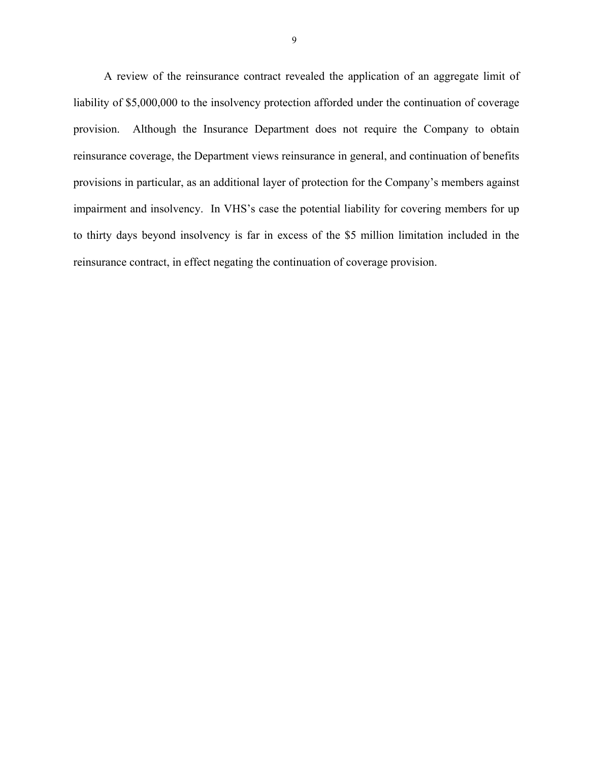A review of the reinsurance contract revealed the application of an aggregate limit of liability of $5,000,000 to the insolvency protection afforded under the continuation of coverage provision. Although the Insurance Department does not require the Company to obtain reinsurance coverage, the Department views reinsurance in general, and continuation of benefits provisions in particular, as an additional layer of protection for the Company's members against impairment and insolvency. In VHS's case the potential liability for covering members for up to thirty days beyond insolvency is far in excess of the $5 million limitation included in the reinsurance contract, in effect negating the continuation of coverage provision.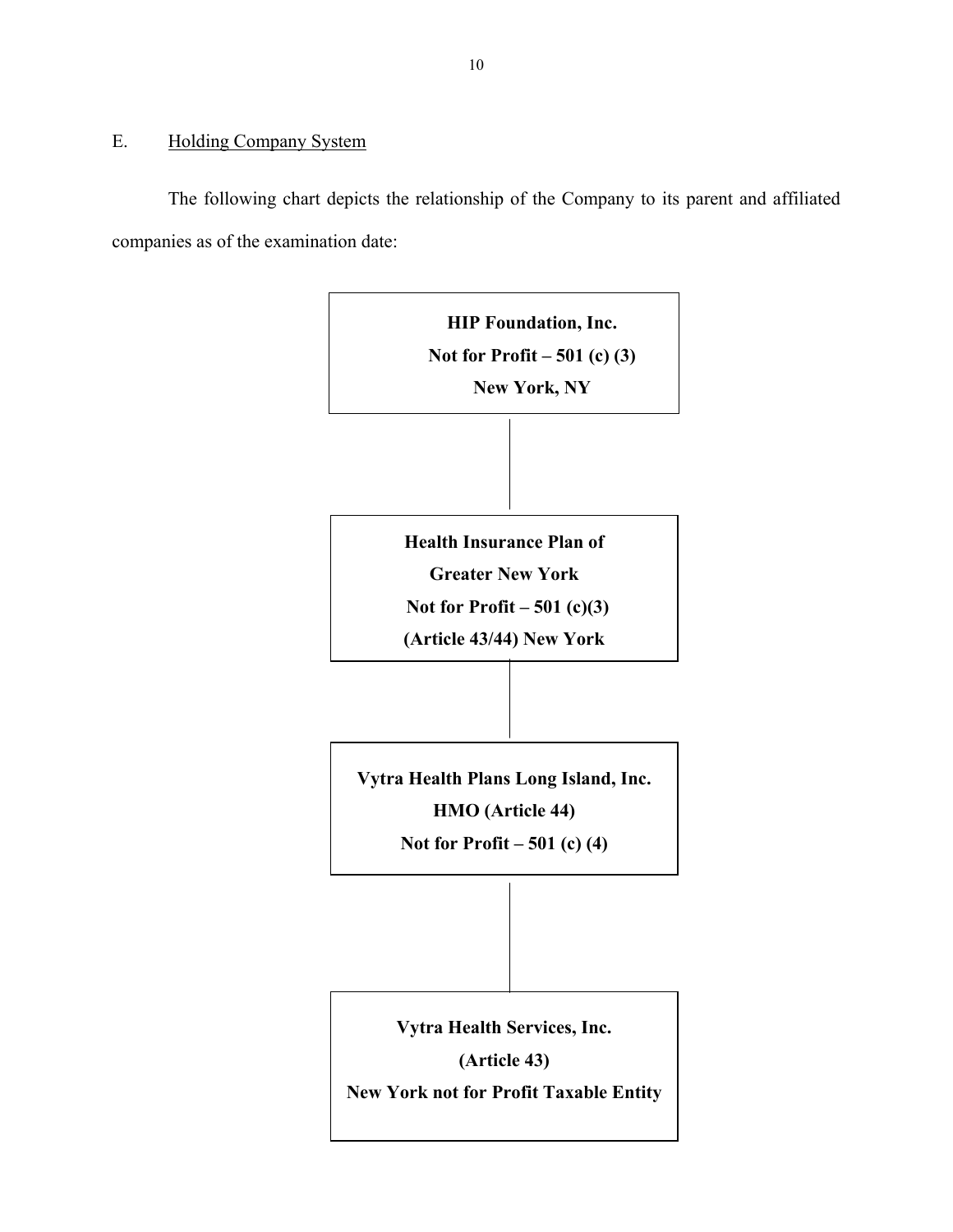## E. Holding Company System

The following chart depicts the relationship of the Company to its parent and affiliated companies as of the examination date:

**HIP Foundation, Inc.**
**Not for Profit – 501 (c) (3)**
**New York, NY**

|

**Health Insurance Plan of**
**Greater New York**
**Not for Profit – 501 (c)(3)**
**(Article 43/44) New York**

|

**Vytra Health Plans Long Island, Inc.**
**HMO (Article 44)**
**Not for Profit – 501 (c) (4)**

|

**Vytra Health Services, Inc.**
**(Article 43)**
**New York not for Profit Taxable Entity**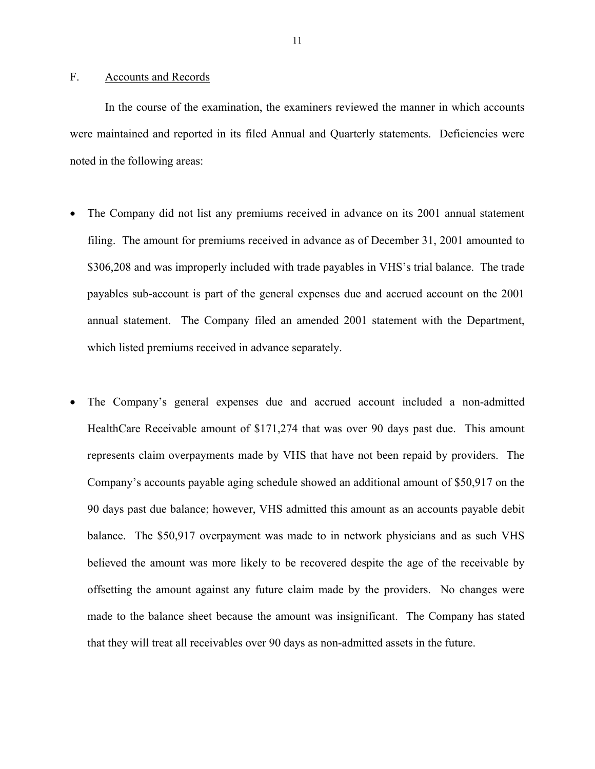## F. Accounts and Records

In the course of the examination, the examiners reviewed the manner in which accounts were maintained and reported in its filed Annual and Quarterly statements. Deficiencies were noted in the following areas:

- The Company did not list any premiums received in advance on its 2001 annual statement filing. The amount for premiums received in advance as of December 31, 2001 amounted to $306,208 and was improperly included with trade payables in VHS's trial balance. The trade payables sub-account is part of the general expenses due and accrued account on the 2001 annual statement. The Company filed an amended 2001 statement with the Department, which listed premiums received in advance separately.

- The Company's general expenses due and accrued account included a non-admitted HealthCare Receivable amount of $171,274 that was over 90 days past due. This amount represents claim overpayments made by VHS that have not been repaid by providers. The Company's accounts payable aging schedule showed an additional amount of $50,917 on the 90 days past due balance; however, VHS admitted this amount as an accounts payable debit balance. The $50,917 overpayment was made to in network physicians and as such VHS believed the amount was more likely to be recovered despite the age of the receivable by offsetting the amount against any future claim made by the providers. No changes were made to the balance sheet because the amount was insignificant. The Company has stated that they will treat all receivables over 90 days as non-admitted assets in the future.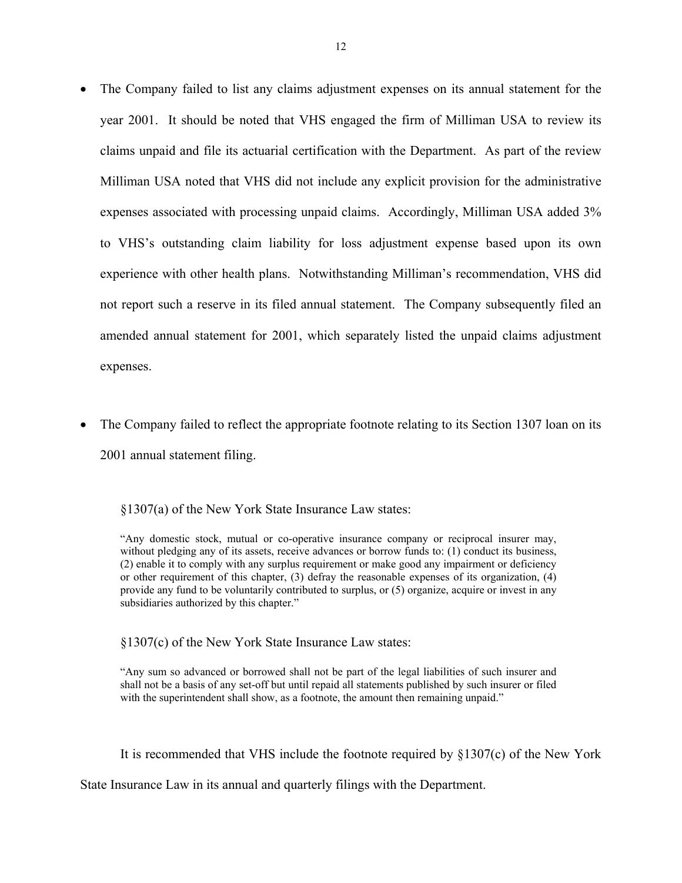- The Company failed to list any claims adjustment expenses on its annual statement for the year 2001. It should be noted that VHS engaged the firm of Milliman USA to review its claims unpaid and file its actuarial certification with the Department. As part of the review Milliman USA noted that VHS did not include any explicit provision for the administrative expenses associated with processing unpaid claims. Accordingly, Milliman USA added 3% to VHS's outstanding claim liability for loss adjustment expense based upon its own experience with other health plans. Notwithstanding Milliman's recommendation, VHS did not report such a reserve in its filed annual statement. The Company subsequently filed an amended annual statement for 2001, which separately listed the unpaid claims adjustment expenses.

- The Company failed to reflect the appropriate footnote relating to its Section 1307 loan on its 2001 annual statement filing.

§1307(a) of the New York State Insurance Law states:

> "Any domestic stock, mutual or co-operative insurance company or reciprocal insurer may, without pledging any of its assets, receive advances or borrow funds to: (1) conduct its business, (2) enable it to comply with any surplus requirement or make good any impairment or deficiency or other requirement of this chapter, (3) defray the reasonable expenses of its organization, (4) provide any fund to be voluntarily contributed to surplus, or (5) organize, acquire or invest in any subsidiaries authorized by this chapter."

§1307(c) of the New York State Insurance Law states:

> "Any sum so advanced or borrowed shall not be part of the legal liabilities of such insurer and shall not be a basis of any set-off but until repaid all statements published by such insurer or filed with the superintendent shall show, as a footnote, the amount then remaining unpaid."

It is recommended that VHS include the footnote required by §1307(c) of the New York State Insurance Law in its annual and quarterly filings with the Department.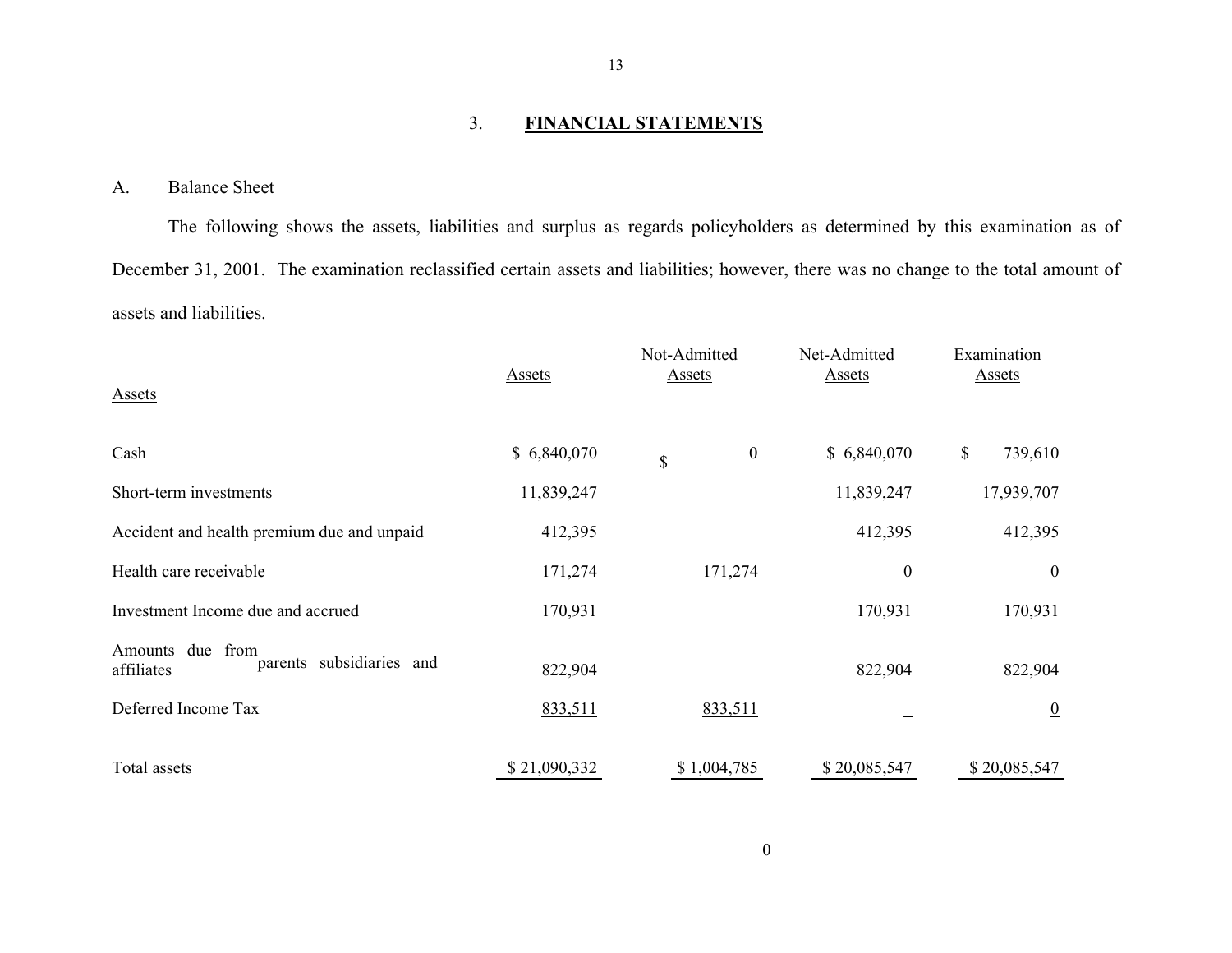## 3. FINANCIAL STATEMENTS

### A. Balance Sheet

The following shows the assets, liabilities and surplus as regards policyholders as determined by this examination as of December 31, 2001. The examination reclassified certain assets and liabilities; however, there was no change to the total amount of assets and liabilities.

| Assets | Assets | Not-Admitted Assets | Net-Admitted Assets | Examination Assets |
|---|---|---|---|---|
| Cash | $ 6,840,070 | $ 0 | $ 6,840,070 | $ 739,610 |
| Short-term investments | 11,839,247 | | 11,839,247 | 17,939,707 |
| Accident and health premium due and unpaid | 412,395 | | 412,395 | 412,395 |
| Health care receivable | 171,274 | 171,274 | 0 | 0 |
| Investment Income due and accrued | 170,931 | | 170,931 | 170,931 |
| Amounts due from parents subsidiaries and affiliates | 822,904 | | 822,904 | 822,904 |
| Deferred Income Tax | 833,511 | 833,511 | _ | 0 |
| Total assets | $ 21,090,332 | $ 1,004,785 | $ 20,085,547 | $ 20,085,547 |

0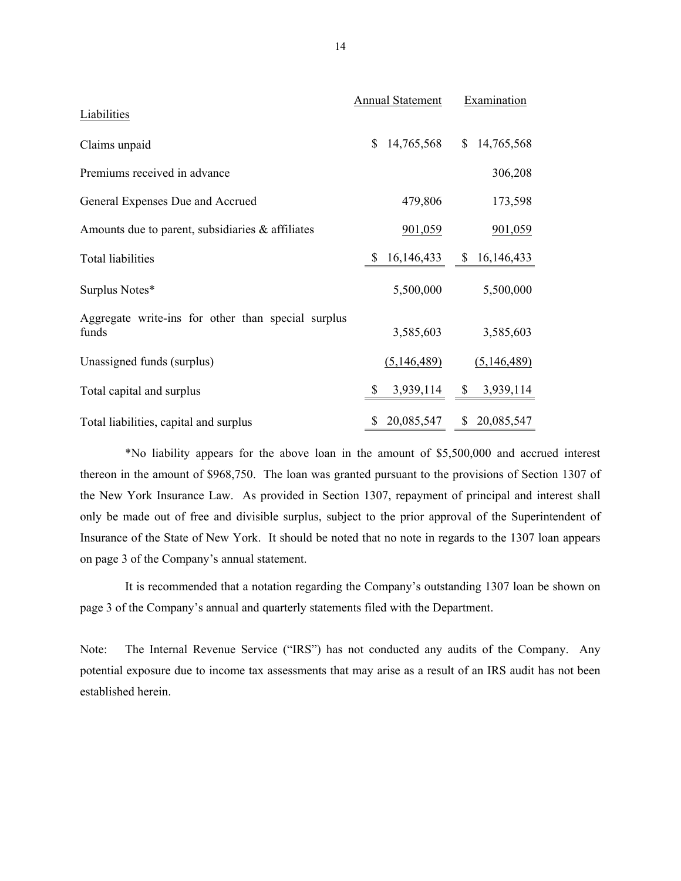| Liabilities | Annual Statement | Examination |
|---|---|---|
| Claims unpaid | $ 14,765,568 | $ 14,765,568 |
| Premiums received in advance | | 306,208 |
| General Expenses Due and Accrued | 479,806 | 173,598 |
| Amounts due to parent, subsidiaries & affiliates | 901,059 | 901,059 |
| Total liabilities | $ 16,146,433 | $ 16,146,433 |
| Surplus Notes* | 5,500,000 | 5,500,000 |
| Aggregate write-ins for other than special surplus funds | 3,585,603 | 3,585,603 |
| Unassigned funds (surplus) | (5,146,489) | (5,146,489) |
| Total capital and surplus | $ 3,939,114 | $ 3,939,114 |
| Total liabilities, capital and surplus | $ 20,085,547 | $ 20,085,547 |

*No liability appears for the above loan in the amount of $5,500,000 and accrued interest thereon in the amount of $968,750. The loan was granted pursuant to the provisions of Section 1307 of the New York Insurance Law. As provided in Section 1307, repayment of principal and interest shall only be made out of free and divisible surplus, subject to the prior approval of the Superintendent of Insurance of the State of New York. It should be noted that no note in regards to the 1307 loan appears on page 3 of the Company's annual statement.

It is recommended that a notation regarding the Company's outstanding 1307 loan be shown on page 3 of the Company's annual and quarterly statements filed with the Department.

Note: The Internal Revenue Service ("IRS") has not conducted any audits of the Company. Any potential exposure due to income tax assessments that may arise as a result of an IRS audit has not been established herein.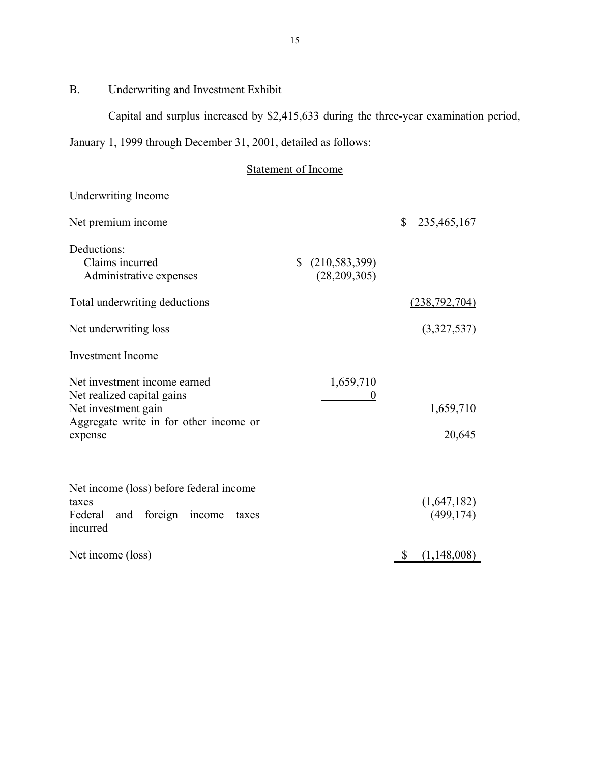## B. Underwriting and Investment Exhibit

Capital and surplus increased by $2,415,633 during the three-year examination period, January 1, 1999 through December 31, 2001, detailed as follows:

### Statement of Income

| | | |
|---|---|---|
| Underwriting Income | | |
| Net premium income | | $ 235,465,167 |
| Deductions: | | |
| Claims incurred | $ (210,583,399) | |
| Administrative expenses | (28,209,305) | |
| Total underwriting deductions | | (238,792,704) |
| Net underwriting loss | | (3,327,537) |
| Investment Income | | |
| Net investment income earned | 1,659,710 | |
| Net realized capital gains | 0 | |
| Net investment gain | | 1,659,710 |
| Aggregate write in for other income or expense | | 20,645 |
| Net income (loss) before federal income taxes | | (1,647,182) |
| Federal and foreign income taxes incurred | | (499,174) |
| Net income (loss) | | $ (1,148,008) |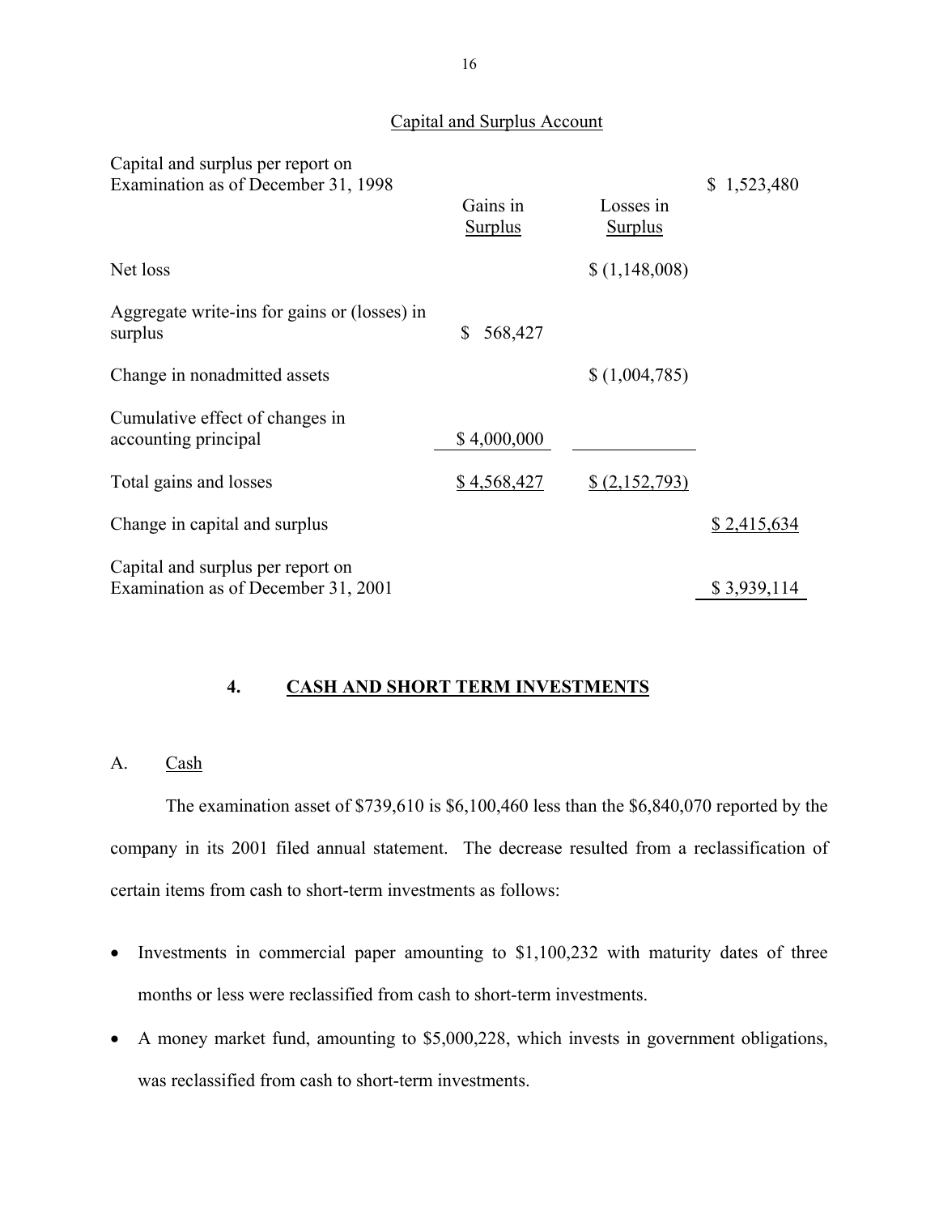Capital and Surplus Account

| | Gains in Surplus | Losses in Surplus | |
|---|---|---|---|
| Capital and surplus per report on Examination as of December 31, 1998 | | | $ 1,523,480 |
| Net loss | | $ (1,148,008) | |
| Aggregate write-ins for gains or (losses) in surplus | $ 568,427 | | |
| Change in nonadmitted assets | | $ (1,004,785) | |
| Cumulative effect of changes in accounting principal | $ 4,000,000 | | |
| Total gains and losses | $ 4,568,427 | $ (2,152,793) | |
| Change in capital and surplus | | | $ 2,415,634 |
| Capital and surplus per report on Examination as of December 31, 2001 | | | $ 3,939,114 |

## 4. CASH AND SHORT TERM INVESTMENTS

### A. Cash

The examination asset of $739,610 is $6,100,460 less than the $6,840,070 reported by the company in its 2001 filed annual statement. The decrease resulted from a reclassification of certain items from cash to short-term investments as follows:

- Investments in commercial paper amounting to $1,100,232 with maturity dates of three months or less were reclassified from cash to short-term investments.
- A money market fund, amounting to $5,000,228, which invests in government obligations, was reclassified from cash to short-term investments.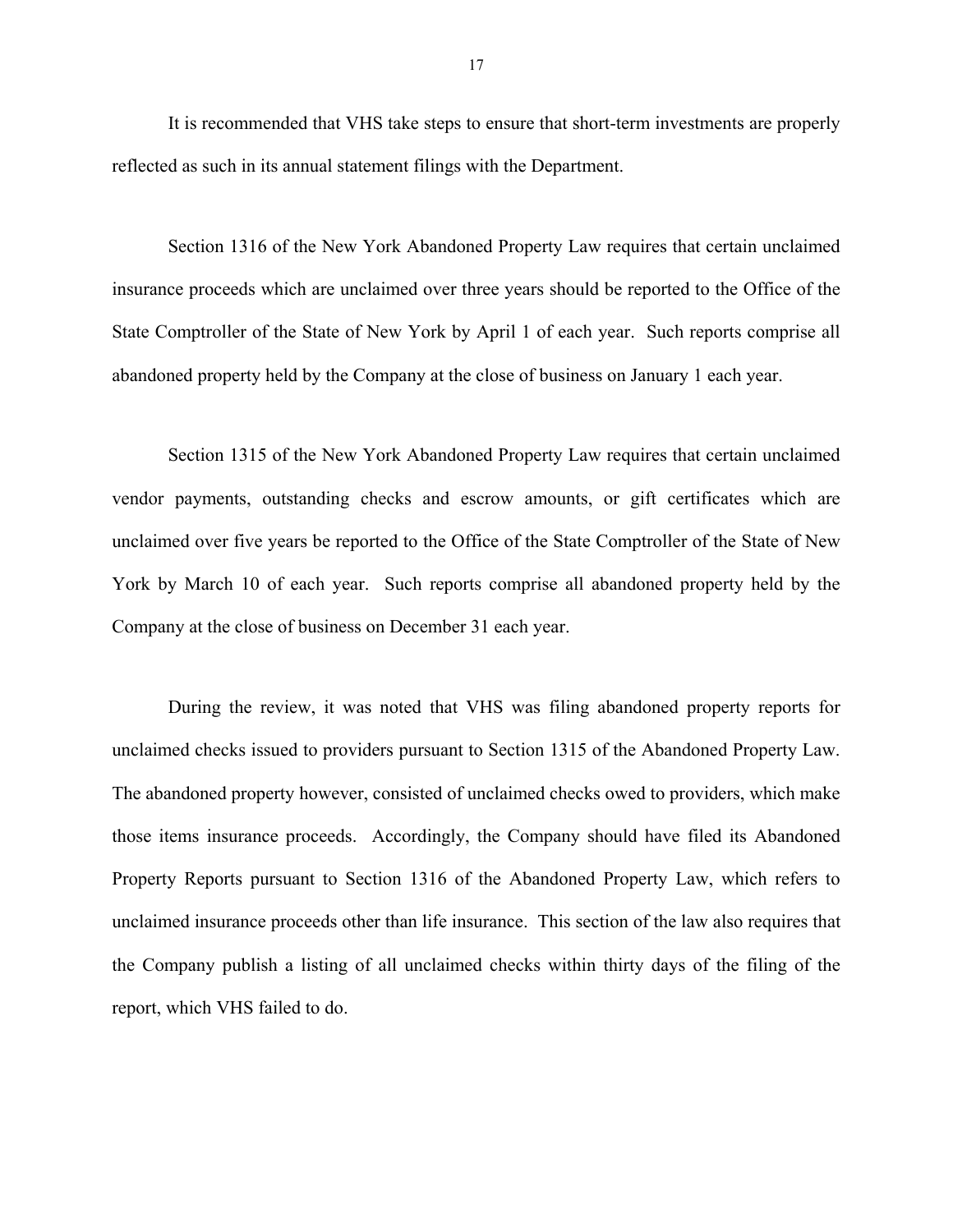It is recommended that VHS take steps to ensure that short-term investments are properly reflected as such in its annual statement filings with the Department.

Section 1316 of the New York Abandoned Property Law requires that certain unclaimed insurance proceeds which are unclaimed over three years should be reported to the Office of the State Comptroller of the State of New York by April 1 of each year. Such reports comprise all abandoned property held by the Company at the close of business on January 1 each year.

Section 1315 of the New York Abandoned Property Law requires that certain unclaimed vendor payments, outstanding checks and escrow amounts, or gift certificates which are unclaimed over five years be reported to the Office of the State Comptroller of the State of New York by March 10 of each year. Such reports comprise all abandoned property held by the Company at the close of business on December 31 each year.

During the review, it was noted that VHS was filing abandoned property reports for unclaimed checks issued to providers pursuant to Section 1315 of the Abandoned Property Law. The abandoned property however, consisted of unclaimed checks owed to providers, which make those items insurance proceeds. Accordingly, the Company should have filed its Abandoned Property Reports pursuant to Section 1316 of the Abandoned Property Law, which refers to unclaimed insurance proceeds other than life insurance. This section of the law also requires that the Company publish a listing of all unclaimed checks within thirty days of the filing of the report, which VHS failed to do.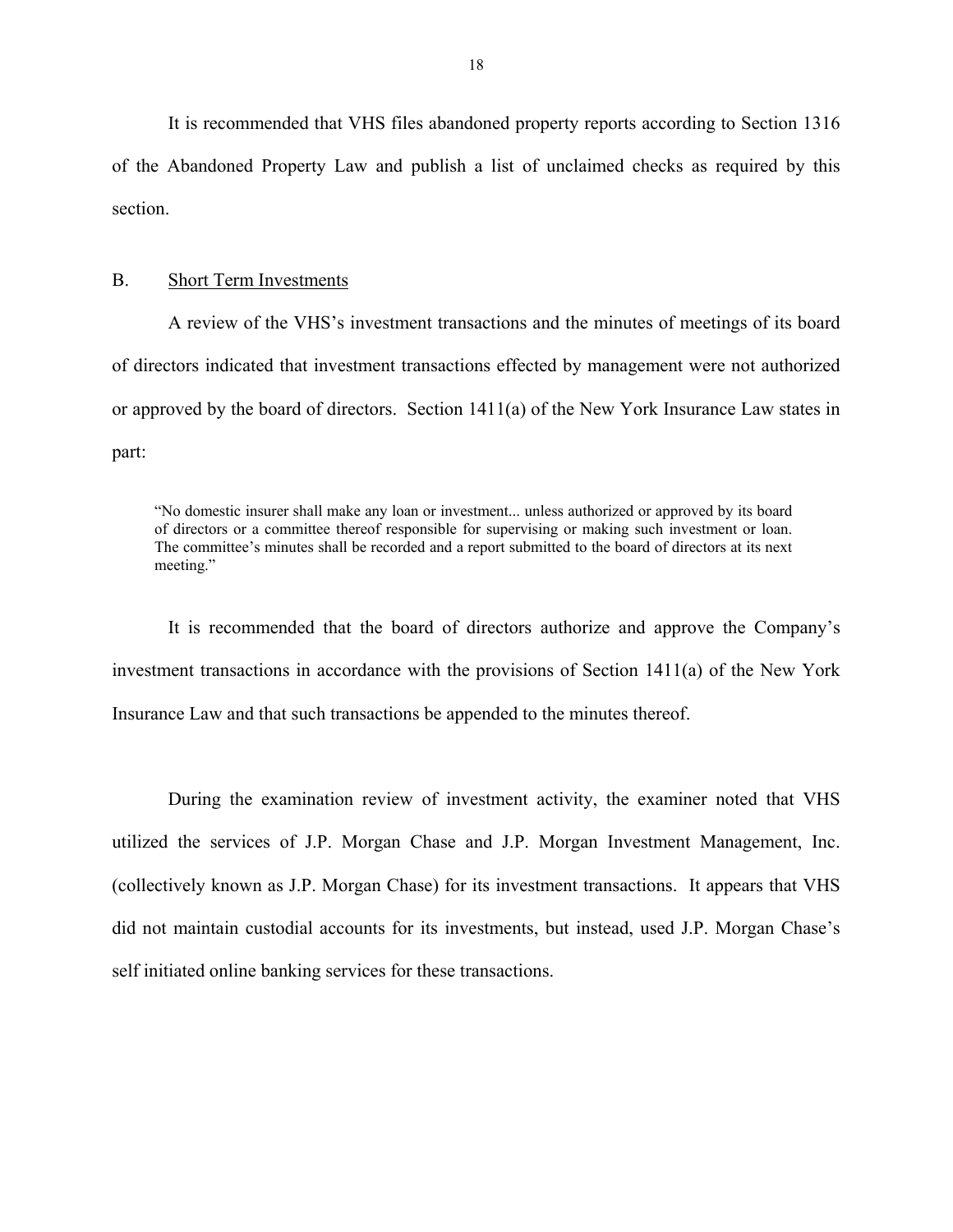It is recommended that VHS files abandoned property reports according to Section 1316 of the Abandoned Property Law and publish a list of unclaimed checks as required by this section.

## B. Short Term Investments

A review of the VHS's investment transactions and the minutes of meetings of its board of directors indicated that investment transactions effected by management were not authorized or approved by the board of directors. Section 1411(a) of the New York Insurance Law states in part:

> "No domestic insurer shall make any loan or investment... unless authorized or approved by its board of directors or a committee thereof responsible for supervising or making such investment or loan. The committee's minutes shall be recorded and a report submitted to the board of directors at its next meeting."

It is recommended that the board of directors authorize and approve the Company's investment transactions in accordance with the provisions of Section 1411(a) of the New York Insurance Law and that such transactions be appended to the minutes thereof.

During the examination review of investment activity, the examiner noted that VHS utilized the services of J.P. Morgan Chase and J.P. Morgan Investment Management, Inc. (collectively known as J.P. Morgan Chase) for its investment transactions. It appears that VHS did not maintain custodial accounts for its investments, but instead, used J.P. Morgan Chase's self initiated online banking services for these transactions.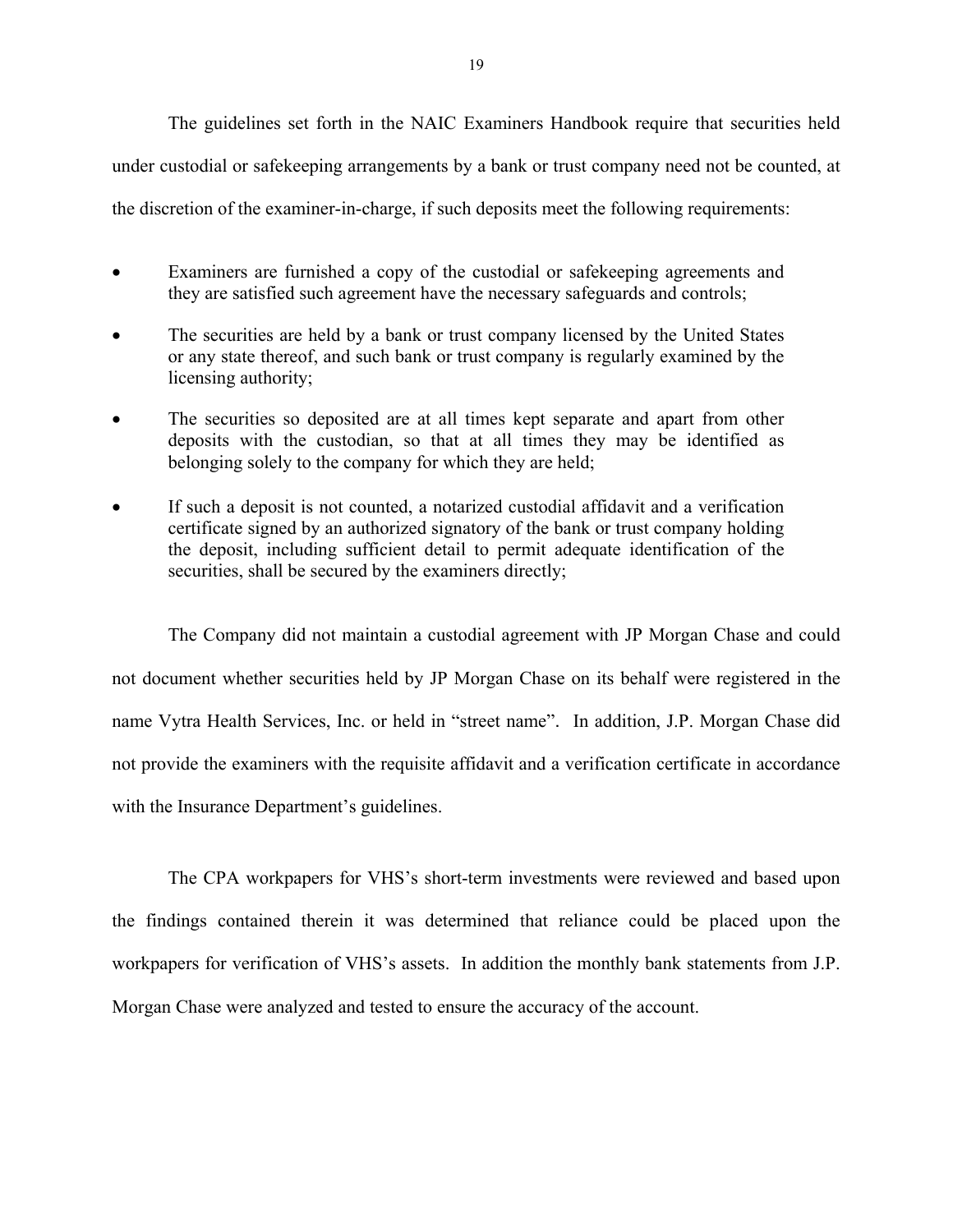The guidelines set forth in the NAIC Examiners Handbook require that securities held under custodial or safekeeping arrangements by a bank or trust company need not be counted, at the discretion of the examiner-in-charge, if such deposits meet the following requirements:

- Examiners are furnished a copy of the custodial or safekeeping agreements and they are satisfied such agreement have the necessary safeguards and controls;
- The securities are held by a bank or trust company licensed by the United States or any state thereof, and such bank or trust company is regularly examined by the licensing authority;
- The securities so deposited are at all times kept separate and apart from other deposits with the custodian, so that at all times they may be identified as belonging solely to the company for which they are held;
- If such a deposit is not counted, a notarized custodial affidavit and a verification certificate signed by an authorized signatory of the bank or trust company holding the deposit, including sufficient detail to permit adequate identification of the securities, shall be secured by the examiners directly;

The Company did not maintain a custodial agreement with JP Morgan Chase and could not document whether securities held by JP Morgan Chase on its behalf were registered in the name Vytra Health Services, Inc. or held in "street name". In addition, J.P. Morgan Chase did not provide the examiners with the requisite affidavit and a verification certificate in accordance with the Insurance Department's guidelines.

The CPA workpapers for VHS's short-term investments were reviewed and based upon the findings contained therein it was determined that reliance could be placed upon the workpapers for verification of VHS's assets. In addition the monthly bank statements from J.P. Morgan Chase were analyzed and tested to ensure the accuracy of the account.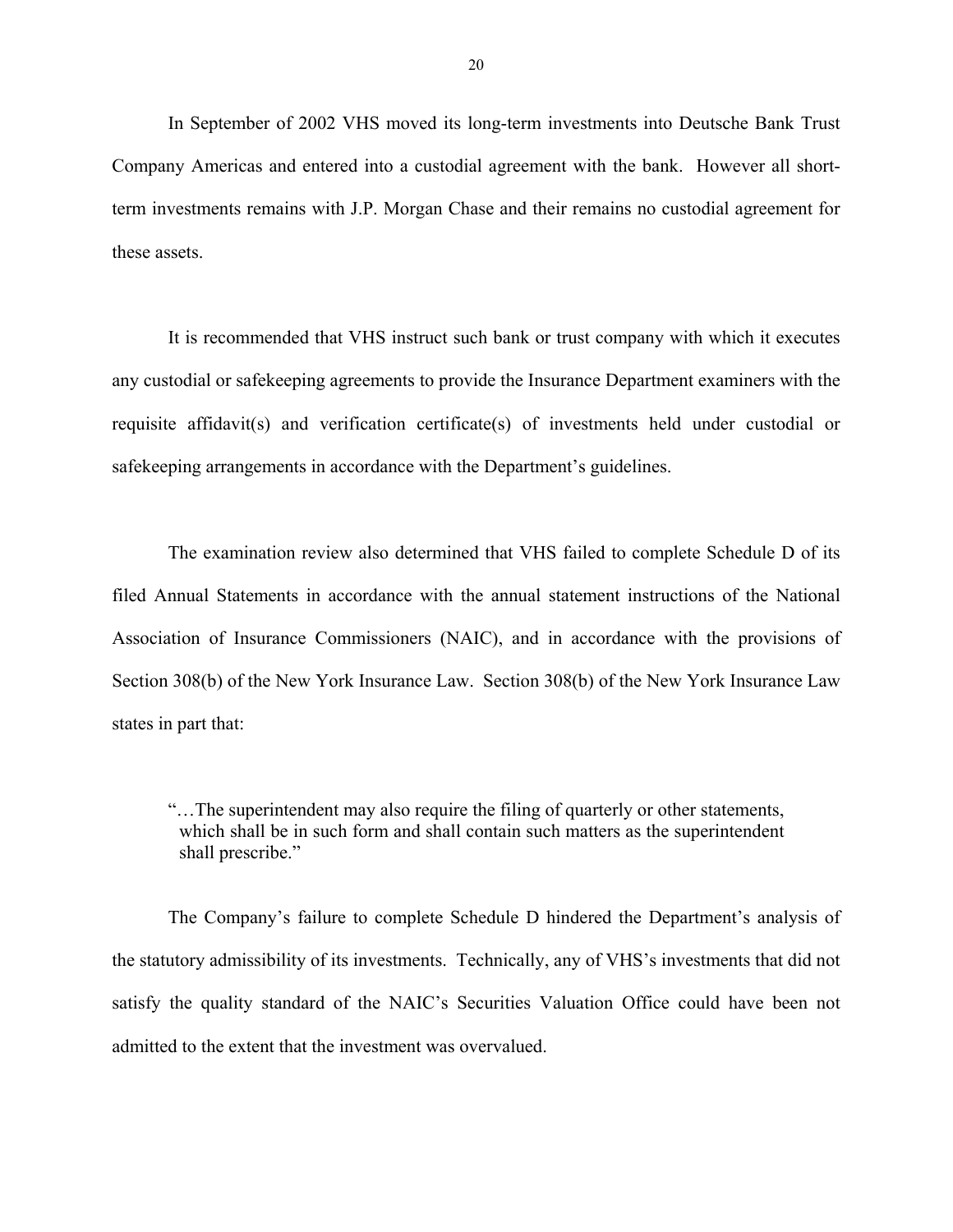In September of 2002 VHS moved its long-term investments into Deutsche Bank Trust Company Americas and entered into a custodial agreement with the bank. However all short-term investments remains with J.P. Morgan Chase and their remains no custodial agreement for these assets.

It is recommended that VHS instruct such bank or trust company with which it executes any custodial or safekeeping agreements to provide the Insurance Department examiners with the requisite affidavit(s) and verification certificate(s) of investments held under custodial or safekeeping arrangements in accordance with the Department's guidelines.

The examination review also determined that VHS failed to complete Schedule D of its filed Annual Statements in accordance with the annual statement instructions of the National Association of Insurance Commissioners (NAIC), and in accordance with the provisions of Section 308(b) of the New York Insurance Law. Section 308(b) of the New York Insurance Law states in part that:

> "…The superintendent may also require the filing of quarterly or other statements, which shall be in such form and shall contain such matters as the superintendent shall prescribe."

The Company's failure to complete Schedule D hindered the Department's analysis of the statutory admissibility of its investments. Technically, any of VHS's investments that did not satisfy the quality standard of the NAIC's Securities Valuation Office could have been not admitted to the extent that the investment was overvalued.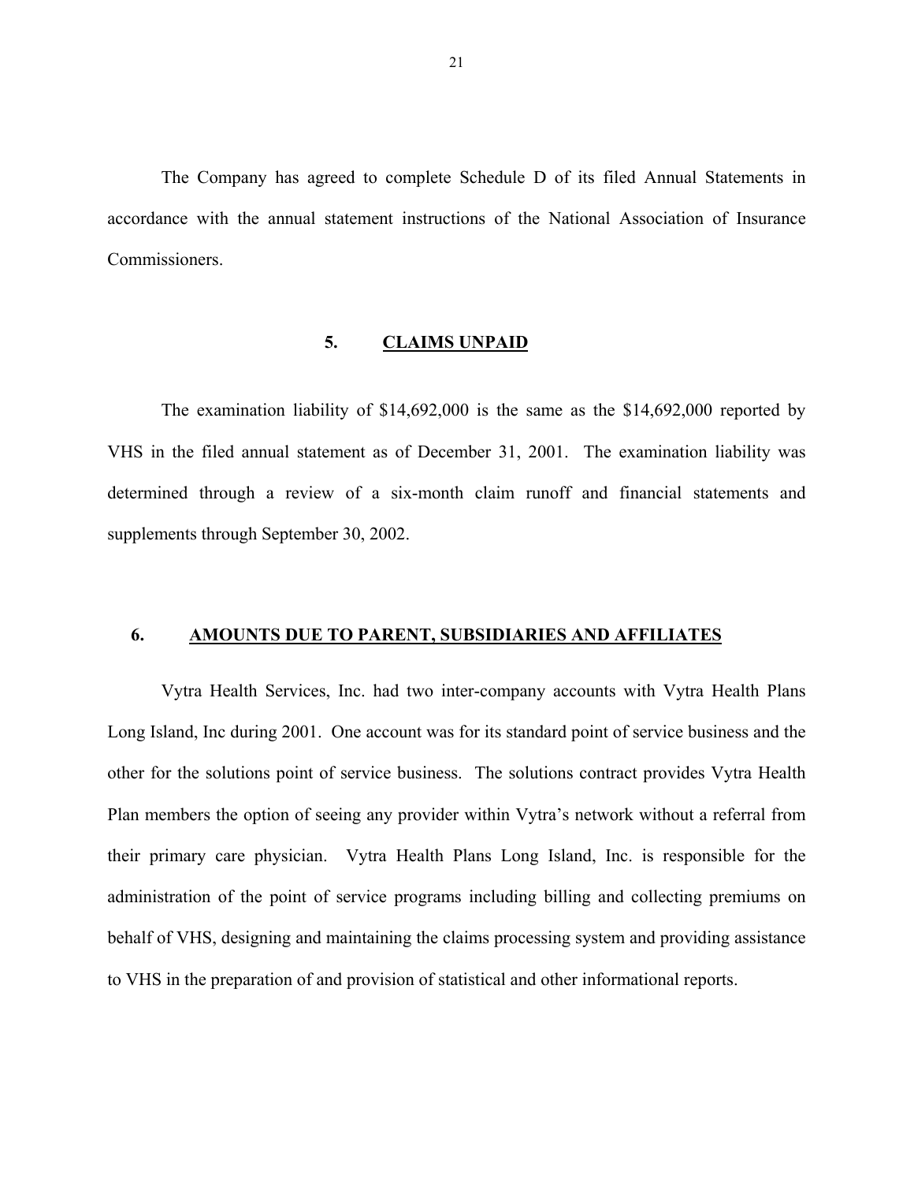The Company has agreed to complete Schedule D of its filed Annual Statements in accordance with the annual statement instructions of the National Association of Insurance Commissioners.

## 5. CLAIMS UNPAID

The examination liability of $14,692,000 is the same as the $14,692,000 reported by VHS in the filed annual statement as of December 31, 2001. The examination liability was determined through a review of a six-month claim runoff and financial statements and supplements through September 30, 2002.

## 6. AMOUNTS DUE TO PARENT, SUBSIDIARIES AND AFFILIATES

Vytra Health Services, Inc. had two inter-company accounts with Vytra Health Plans Long Island, Inc during 2001. One account was for its standard point of service business and the other for the solutions point of service business. The solutions contract provides Vytra Health Plan members the option of seeing any provider within Vytra's network without a referral from their primary care physician. Vytra Health Plans Long Island, Inc. is responsible for the administration of the point of service programs including billing and collecting premiums on behalf of VHS, designing and maintaining the claims processing system and providing assistance to VHS in the preparation of and provision of statistical and other informational reports.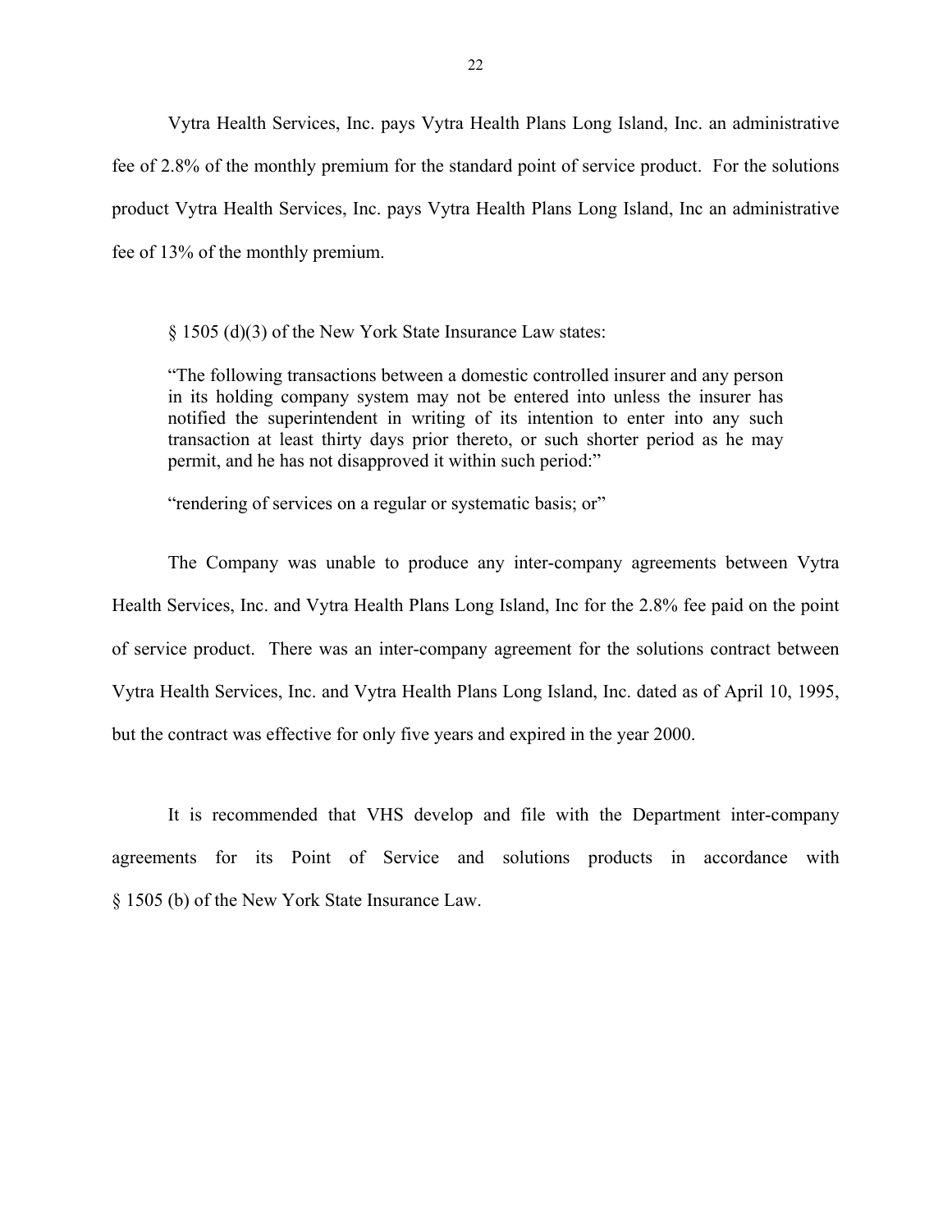Vytra Health Services, Inc. pays Vytra Health Plans Long Island, Inc. an administrative fee of 2.8% of the monthly premium for the standard point of service product. For the solutions product Vytra Health Services, Inc. pays Vytra Health Plans Long Island, Inc an administrative fee of 13% of the monthly premium.

§ 1505 (d)(3) of the New York State Insurance Law states:

> "The following transactions between a domestic controlled insurer and any person in its holding company system may not be entered into unless the insurer has notified the superintendent in writing of its intention to enter into any such transaction at least thirty days prior thereto, or such shorter period as he may permit, and he has not disapproved it within such period:"
>
> "rendering of services on a regular or systematic basis; or"

The Company was unable to produce any inter-company agreements between Vytra Health Services, Inc. and Vytra Health Plans Long Island, Inc for the 2.8% fee paid on the point of service product. There was an inter-company agreement for the solutions contract between Vytra Health Services, Inc. and Vytra Health Plans Long Island, Inc. dated as of April 10, 1995, but the contract was effective for only five years and expired in the year 2000.

It is recommended that VHS develop and file with the Department inter-company agreements for its Point of Service and solutions products in accordance with § 1505 (b) of the New York State Insurance Law.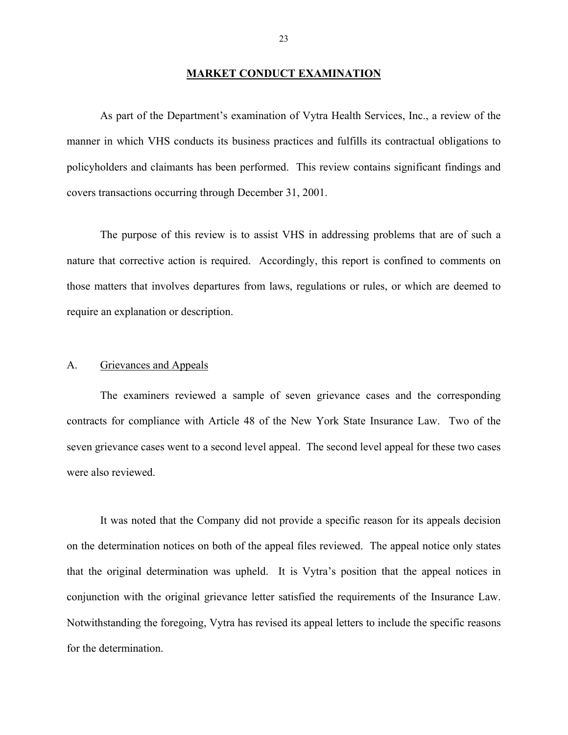## MARKET CONDUCT EXAMINATION

As part of the Department's examination of Vytra Health Services, Inc., a review of the manner in which VHS conducts its business practices and fulfills its contractual obligations to policyholders and claimants has been performed. This review contains significant findings and covers transactions occurring through December 31, 2001.

The purpose of this review is to assist VHS in addressing problems that are of such a nature that corrective action is required. Accordingly, this report is confined to comments on those matters that involves departures from laws, regulations or rules, or which are deemed to require an explanation or description.

### A. Grievances and Appeals

The examiners reviewed a sample of seven grievance cases and the corresponding contracts for compliance with Article 48 of the New York State Insurance Law. Two of the seven grievance cases went to a second level appeal. The second level appeal for these two cases were also reviewed.

It was noted that the Company did not provide a specific reason for its appeals decision on the determination notices on both of the appeal files reviewed. The appeal notice only states that the original determination was upheld. It is Vytra's position that the appeal notices in conjunction with the original grievance letter satisfied the requirements of the Insurance Law. Notwithstanding the foregoing, Vytra has revised its appeal letters to include the specific reasons for the determination.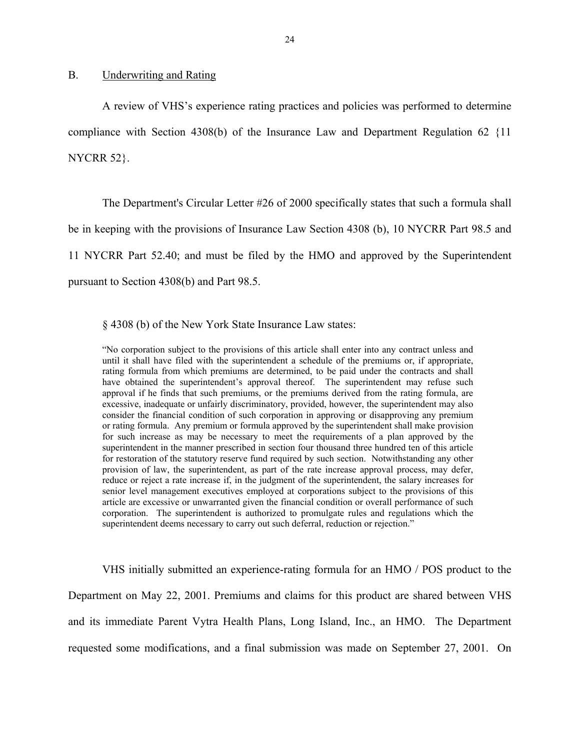## B. Underwriting and Rating

A review of VHS's experience rating practices and policies was performed to determine compliance with Section 4308(b) of the Insurance Law and Department Regulation 62 {11 NYCRR 52}.

The Department's Circular Letter #26 of 2000 specifically states that such a formula shall be in keeping with the provisions of Insurance Law Section 4308 (b), 10 NYCRR Part 98.5 and 11 NYCRR Part 52.40; and must be filed by the HMO and approved by the Superintendent pursuant to Section 4308(b) and Part 98.5.

§ 4308 (b) of the New York State Insurance Law states:

> "No corporation subject to the provisions of this article shall enter into any contract unless and until it shall have filed with the superintendent a schedule of the premiums or, if appropriate, rating formula from which premiums are determined, to be paid under the contracts and shall have obtained the superintendent's approval thereof. The superintendent may refuse such approval if he finds that such premiums, or the premiums derived from the rating formula, are excessive, inadequate or unfairly discriminatory, provided, however, the superintendent may also consider the financial condition of such corporation in approving or disapproving any premium or rating formula. Any premium or formula approved by the superintendent shall make provision for such increase as may be necessary to meet the requirements of a plan approved by the superintendent in the manner prescribed in section four thousand three hundred ten of this article for restoration of the statutory reserve fund required by such section. Notwithstanding any other provision of law, the superintendent, as part of the rate increase approval process, may defer, reduce or reject a rate increase if, in the judgment of the superintendent, the salary increases for senior level management executives employed at corporations subject to the provisions of this article are excessive or unwarranted given the financial condition or overall performance of such corporation. The superintendent is authorized to promulgate rules and regulations which the superintendent deems necessary to carry out such deferral, reduction or rejection."

VHS initially submitted an experience-rating formula for an HMO / POS product to the Department on May 22, 2001. Premiums and claims for this product are shared between VHS and its immediate Parent Vytra Health Plans, Long Island, Inc., an HMO. The Department requested some modifications, and a final submission was made on September 27, 2001. On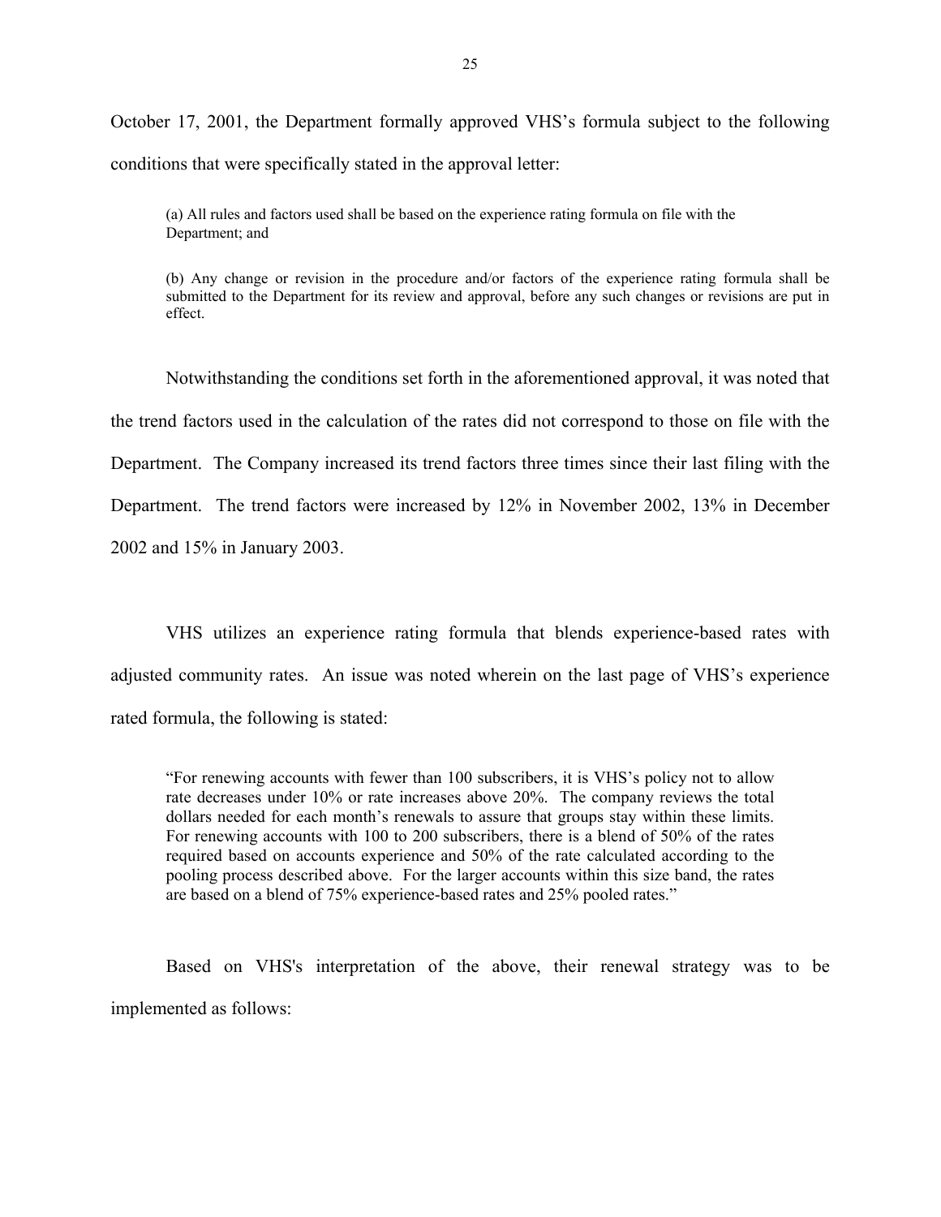October 17, 2001, the Department formally approved VHS's formula subject to the following conditions that were specifically stated in the approval letter:

> (a) All rules and factors used shall be based on the experience rating formula on file with the Department; and
>
> (b) Any change or revision in the procedure and/or factors of the experience rating formula shall be submitted to the Department for its review and approval, before any such changes or revisions are put in effect.

Notwithstanding the conditions set forth in the aforementioned approval, it was noted that the trend factors used in the calculation of the rates did not correspond to those on file with the Department. The Company increased its trend factors three times since their last filing with the Department. The trend factors were increased by 12% in November 2002, 13% in December 2002 and 15% in January 2003.

VHS utilizes an experience rating formula that blends experience-based rates with adjusted community rates. An issue was noted wherein on the last page of VHS's experience rated formula, the following is stated:

> "For renewing accounts with fewer than 100 subscribers, it is VHS's policy not to allow rate decreases under 10% or rate increases above 20%. The company reviews the total dollars needed for each month's renewals to assure that groups stay within these limits. For renewing accounts with 100 to 200 subscribers, there is a blend of 50% of the rates required based on accounts experience and 50% of the rate calculated according to the pooling process described above. For the larger accounts within this size band, the rates are based on a blend of 75% experience-based rates and 25% pooled rates."

Based on VHS's interpretation of the above, their renewal strategy was to be implemented as follows: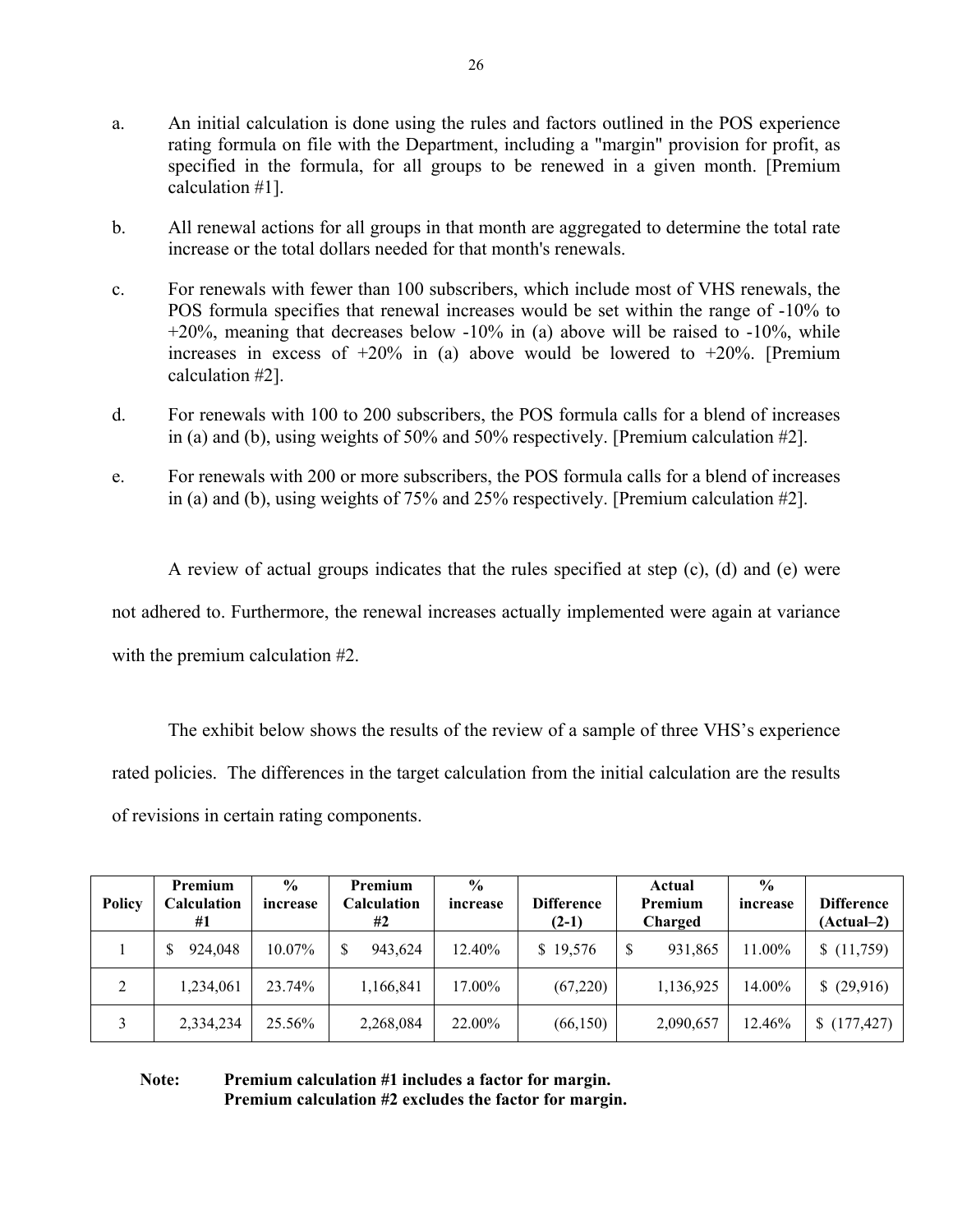a. An initial calculation is done using the rules and factors outlined in the POS experience rating formula on file with the Department, including a "margin" provision for profit, as specified in the formula, for all groups to be renewed in a given month. [Premium calculation #1].

b. All renewal actions for all groups in that month are aggregated to determine the total rate increase or the total dollars needed for that month's renewals.

c. For renewals with fewer than 100 subscribers, which include most of VHS renewals, the POS formula specifies that renewal increases would be set within the range of -10% to +20%, meaning that decreases below -10% in (a) above will be raised to -10%, while increases in excess of +20% in (a) above would be lowered to +20%. [Premium calculation #2].

d. For renewals with 100 to 200 subscribers, the POS formula calls for a blend of increases in (a) and (b), using weights of 50% and 50% respectively. [Premium calculation #2].

e. For renewals with 200 or more subscribers, the POS formula calls for a blend of increases in (a) and (b), using weights of 75% and 25% respectively. [Premium calculation #2].

A review of actual groups indicates that the rules specified at step (c), (d) and (e) were not adhered to. Furthermore, the renewal increases actually implemented were again at variance with the premium calculation #2.

The exhibit below shows the results of the review of a sample of three VHS's experience rated policies. The differences in the target calculation from the initial calculation are the results of revisions in certain rating components.

| Policy | Premium Calculation #1 | % increase | Premium Calculation #2 | % increase | Difference (2-1) | Actual Premium Charged | % increase | Difference (Actual–2) |
|---|---|---|---|---|---|---|---|---|
| 1 | $ 924,048 | 10.07% | $ 943,624 | 12.40% | $ 19,576 | $ 931,865 | 11.00% | $ (11,759) |
| 2 | 1,234,061 | 23.74% | 1,166,841 | 17.00% | (67,220) | 1,136,925 | 14.00% | $ (29,916) |
| 3 | 2,334,234 | 25.56% | 2,268,084 | 22.00% | (66,150) | 2,090,657 | 12.46% | $ (177,427) |

**Note: Premium calculation #1 includes a factor for margin.**
**Premium calculation #2 excludes the factor for margin.**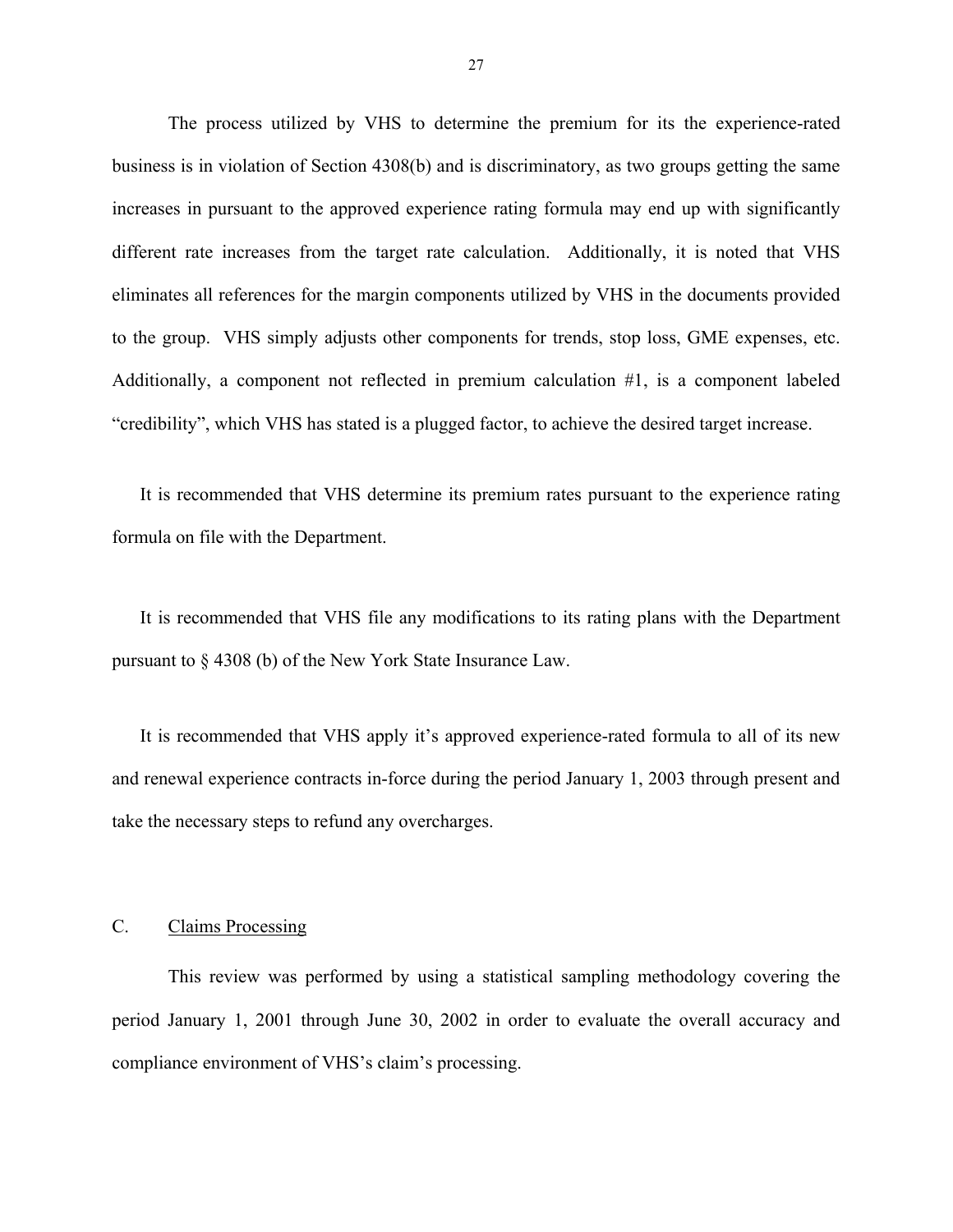The process utilized by VHS to determine the premium for its the experience-rated business is in violation of Section 4308(b) and is discriminatory, as two groups getting the same increases in pursuant to the approved experience rating formula may end up with significantly different rate increases from the target rate calculation. Additionally, it is noted that VHS eliminates all references for the margin components utilized by VHS in the documents provided to the group. VHS simply adjusts other components for trends, stop loss, GME expenses, etc. Additionally, a component not reflected in premium calculation #1, is a component labeled "credibility", which VHS has stated is a plugged factor, to achieve the desired target increase.

It is recommended that VHS determine its premium rates pursuant to the experience rating formula on file with the Department.

It is recommended that VHS file any modifications to its rating plans with the Department pursuant to § 4308 (b) of the New York State Insurance Law.

It is recommended that VHS apply it's approved experience-rated formula to all of its new and renewal experience contracts in-force during the period January 1, 2003 through present and take the necessary steps to refund any overcharges.

## C. Claims Processing

This review was performed by using a statistical sampling methodology covering the period January 1, 2001 through June 30, 2002 in order to evaluate the overall accuracy and compliance environment of VHS's claim's processing.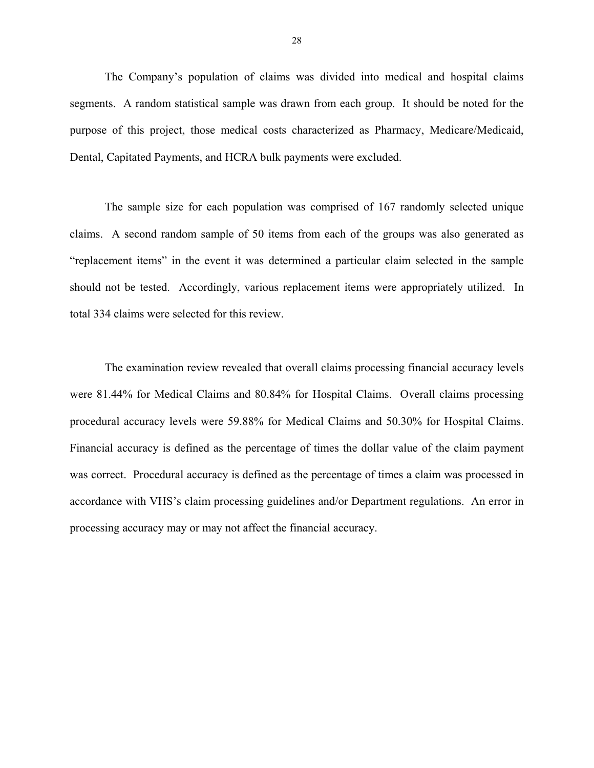The Company's population of claims was divided into medical and hospital claims segments. A random statistical sample was drawn from each group. It should be noted for the purpose of this project, those medical costs characterized as Pharmacy, Medicare/Medicaid, Dental, Capitated Payments, and HCRA bulk payments were excluded.

The sample size for each population was comprised of 167 randomly selected unique claims. A second random sample of 50 items from each of the groups was also generated as "replacement items" in the event it was determined a particular claim selected in the sample should not be tested. Accordingly, various replacement items were appropriately utilized. In total 334 claims were selected for this review.

The examination review revealed that overall claims processing financial accuracy levels were 81.44% for Medical Claims and 80.84% for Hospital Claims. Overall claims processing procedural accuracy levels were 59.88% for Medical Claims and 50.30% for Hospital Claims. Financial accuracy is defined as the percentage of times the dollar value of the claim payment was correct. Procedural accuracy is defined as the percentage of times a claim was processed in accordance with VHS's claim processing guidelines and/or Department regulations. An error in processing accuracy may or may not affect the financial accuracy.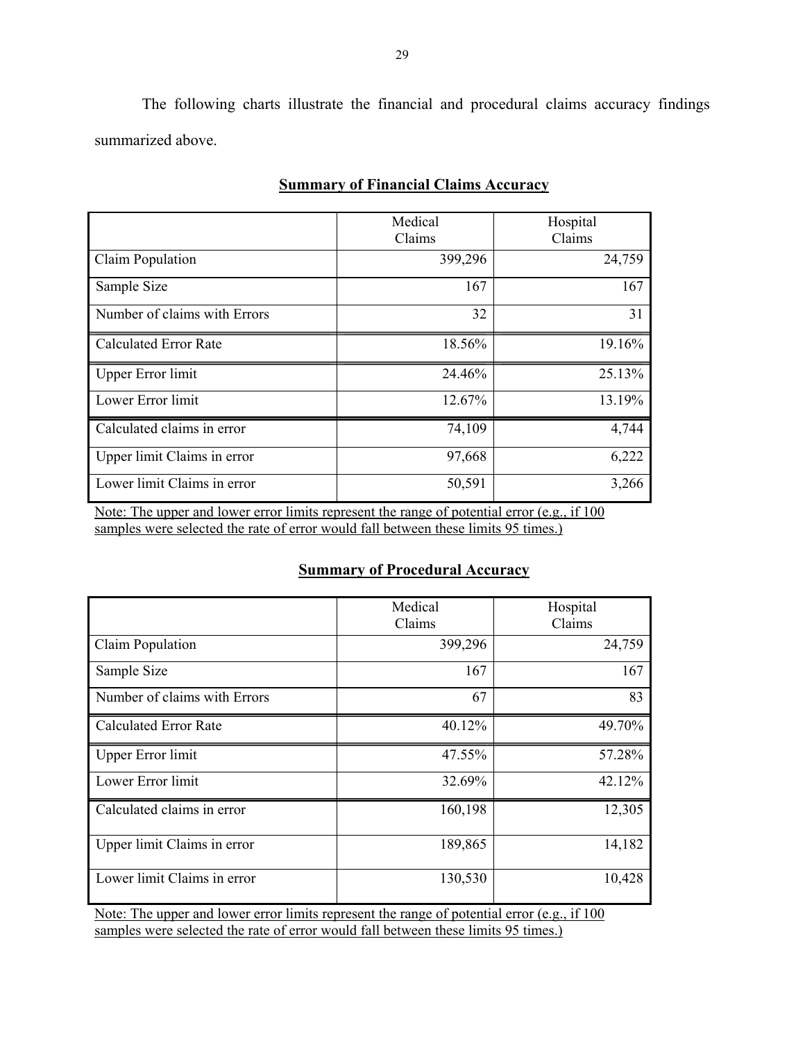The following charts illustrate the financial and procedural claims accuracy findings summarized above.

**Summary of Financial Claims Accuracy**

| | Medical Claims | Hospital Claims |
|---|---|---|
| Claim Population | 399,296 | 24,759 |
| Sample Size | 167 | 167 |
| Number of claims with Errors | 32 | 31 |
| Calculated Error Rate | 18.56% | 19.16% |
| Upper Error limit | 24.46% | 25.13% |
| Lower Error limit | 12.67% | 13.19% |
| Calculated claims in error | 74,109 | 4,744 |
| Upper limit Claims in error | 97,668 | 6,222 |
| Lower limit Claims in error | 50,591 | 3,266 |

Note: The upper and lower error limits represent the range of potential error (e.g., if 100 samples were selected the rate of error would fall between these limits 95 times.)

**Summary of Procedural Accuracy**

| | Medical Claims | Hospital Claims |
|---|---|---|
| Claim Population | 399,296 | 24,759 |
| Sample Size | 167 | 167 |
| Number of claims with Errors | 67 | 83 |
| Calculated Error Rate | 40.12% | 49.70% |
| Upper Error limit | 47.55% | 57.28% |
| Lower Error limit | 32.69% | 42.12% |
| Calculated claims in error | 160,198 | 12,305 |
| Upper limit Claims in error | 189,865 | 14,182 |
| Lower limit Claims in error | 130,530 | 10,428 |

Note: The upper and lower error limits represent the range of potential error (e.g., if 100 samples were selected the rate of error would fall between these limits 95 times.)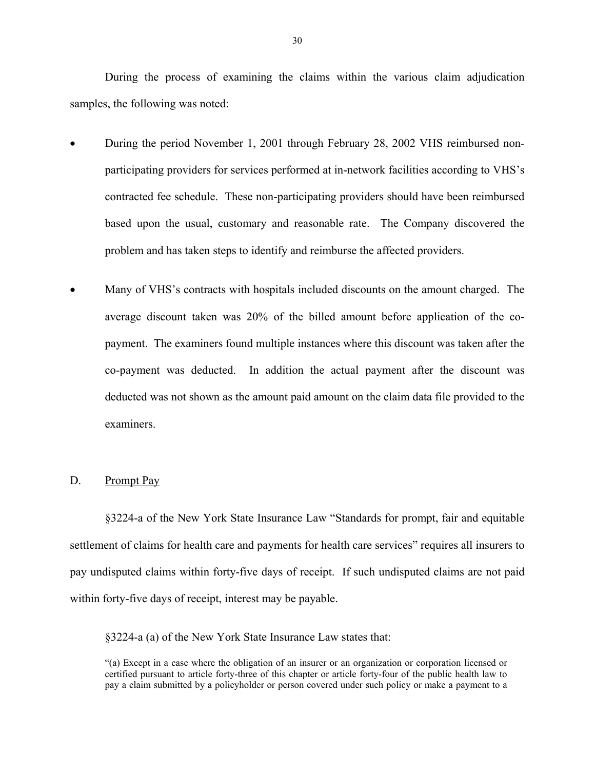During the process of examining the claims within the various claim adjudication samples, the following was noted:

- During the period November 1, 2001 through February 28, 2002 VHS reimbursed non-participating providers for services performed at in-network facilities according to VHS's contracted fee schedule. These non-participating providers should have been reimbursed based upon the usual, customary and reasonable rate. The Company discovered the problem and has taken steps to identify and reimburse the affected providers.

- Many of VHS's contracts with hospitals included discounts on the amount charged. The average discount taken was 20% of the billed amount before application of the co-payment. The examiners found multiple instances where this discount was taken after the co-payment was deducted. In addition the actual payment after the discount was deducted was not shown as the amount paid amount on the claim data file provided to the examiners.

## D. Prompt Pay

§3224-a of the New York State Insurance Law "Standards for prompt, fair and equitable settlement of claims for health care and payments for health care services" requires all insurers to pay undisputed claims within forty-five days of receipt. If such undisputed claims are not paid within forty-five days of receipt, interest may be payable.

§3224-a (a) of the New York State Insurance Law states that:

> "(a) Except in a case where the obligation of an insurer or an organization or corporation licensed or certified pursuant to article forty-three of this chapter or article forty-four of the public health law to pay a claim submitted by a policyholder or person covered under such policy or make a payment to a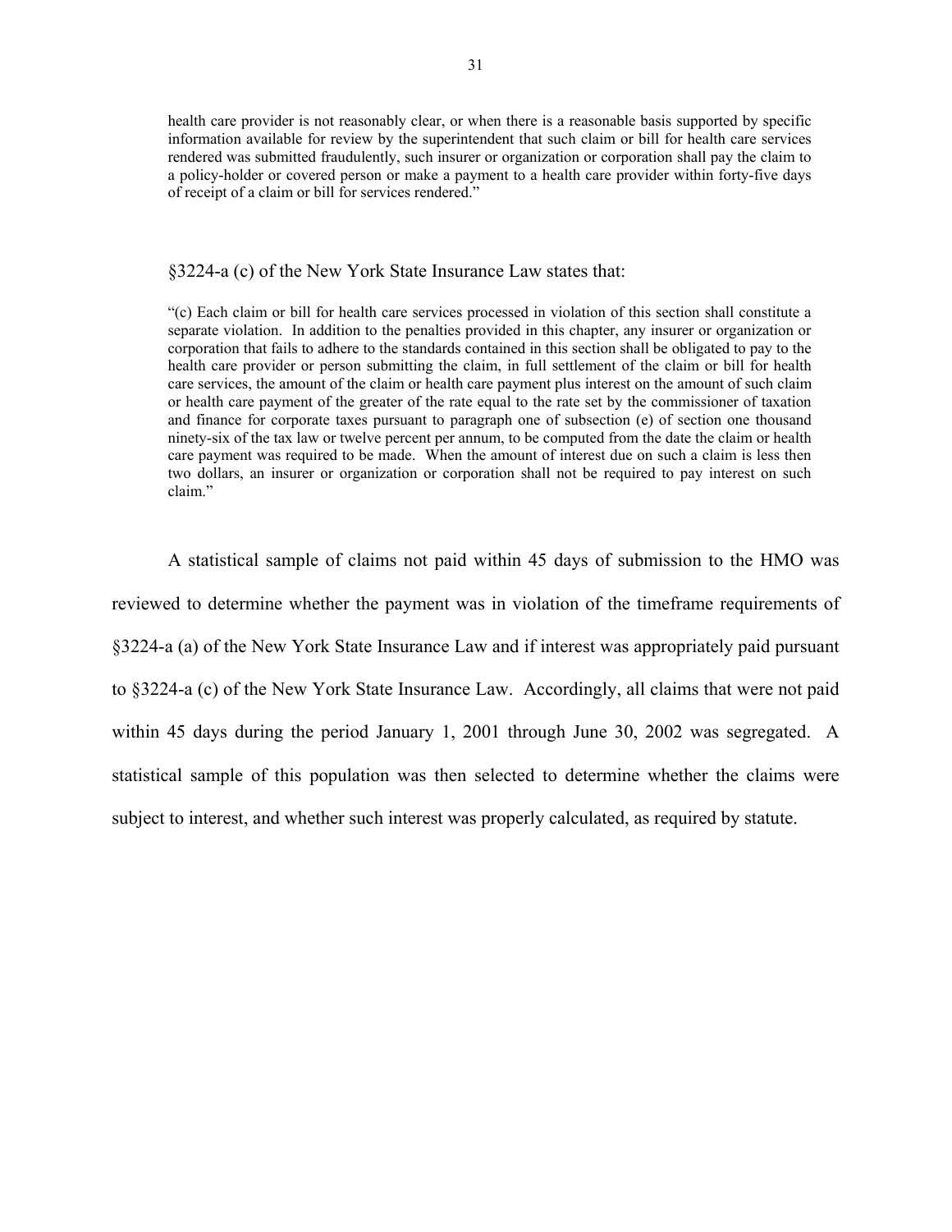health care provider is not reasonably clear, or when there is a reasonable basis supported by specific information available for review by the superintendent that such claim or bill for health care services rendered was submitted fraudulently, such insurer or organization or corporation shall pay the claim to a policy-holder or covered person or make a payment to a health care provider within forty-five days of receipt of a claim or bill for services rendered."

§3224-a (c) of the New York State Insurance Law states that:

"(c) Each claim or bill for health care services processed in violation of this section shall constitute a separate violation. In addition to the penalties provided in this chapter, any insurer or organization or corporation that fails to adhere to the standards contained in this section shall be obligated to pay to the health care provider or person submitting the claim, in full settlement of the claim or bill for health care services, the amount of the claim or health care payment plus interest on the amount of such claim or health care payment of the greater of the rate equal to the rate set by the commissioner of taxation and finance for corporate taxes pursuant to paragraph one of subsection (e) of section one thousand ninety-six of the tax law or twelve percent per annum, to be computed from the date the claim or health care payment was required to be made. When the amount of interest due on such a claim is less then two dollars, an insurer or organization or corporation shall not be required to pay interest on such claim."

A statistical sample of claims not paid within 45 days of submission to the HMO was reviewed to determine whether the payment was in violation of the timeframe requirements of §3224-a (a) of the New York State Insurance Law and if interest was appropriately paid pursuant to §3224-a (c) of the New York State Insurance Law. Accordingly, all claims that were not paid within 45 days during the period January 1, 2001 through June 30, 2002 was segregated. A statistical sample of this population was then selected to determine whether the claims were subject to interest, and whether such interest was properly calculated, as required by statute.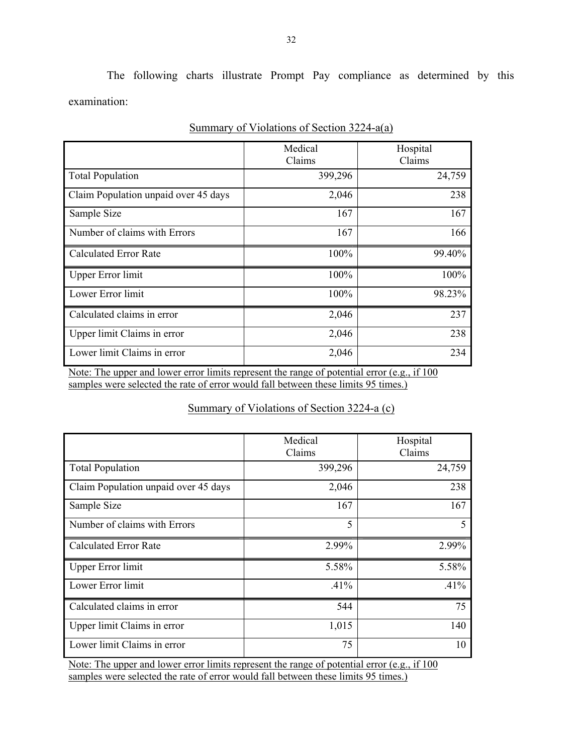The following charts illustrate Prompt Pay compliance as determined by this examination:

Summary of Violations of Section 3224-a(a)

| | Medical Claims | Hospital Claims |
|---|---|---|
| Total Population | 399,296 | 24,759 |
| Claim Population unpaid over 45 days | 2,046 | 238 |
| Sample Size | 167 | 167 |
| Number of claims with Errors | 167 | 166 |
| Calculated Error Rate | 100% | 99.40% |
| Upper Error limit | 100% | 100% |
| Lower Error limit | 100% | 98.23% |
| Calculated claims in error | 2,046 | 237 |
| Upper limit Claims in error | 2,046 | 238 |
| Lower limit Claims in error | 2,046 | 234 |

Note: The upper and lower error limits represent the range of potential error (e.g., if 100 samples were selected the rate of error would fall between these limits 95 times.)

Summary of Violations of Section 3224-a (c)

| | Medical Claims | Hospital Claims |
|---|---|---|
| Total Population | 399,296 | 24,759 |
| Claim Population unpaid over 45 days | 2,046 | 238 |
| Sample Size | 167 | 167 |
| Number of claims with Errors | 5 | 5 |
| Calculated Error Rate | 2.99% | 2.99% |
| Upper Error limit | 5.58% | 5.58% |
| Lower Error limit | .41% | .41% |
| Calculated claims in error | 544 | 75 |
| Upper limit Claims in error | 1,015 | 140 |
| Lower limit Claims in error | 75 | 10 |

Note: The upper and lower error limits represent the range of potential error (e.g., if 100 samples were selected the rate of error would fall between these limits 95 times.)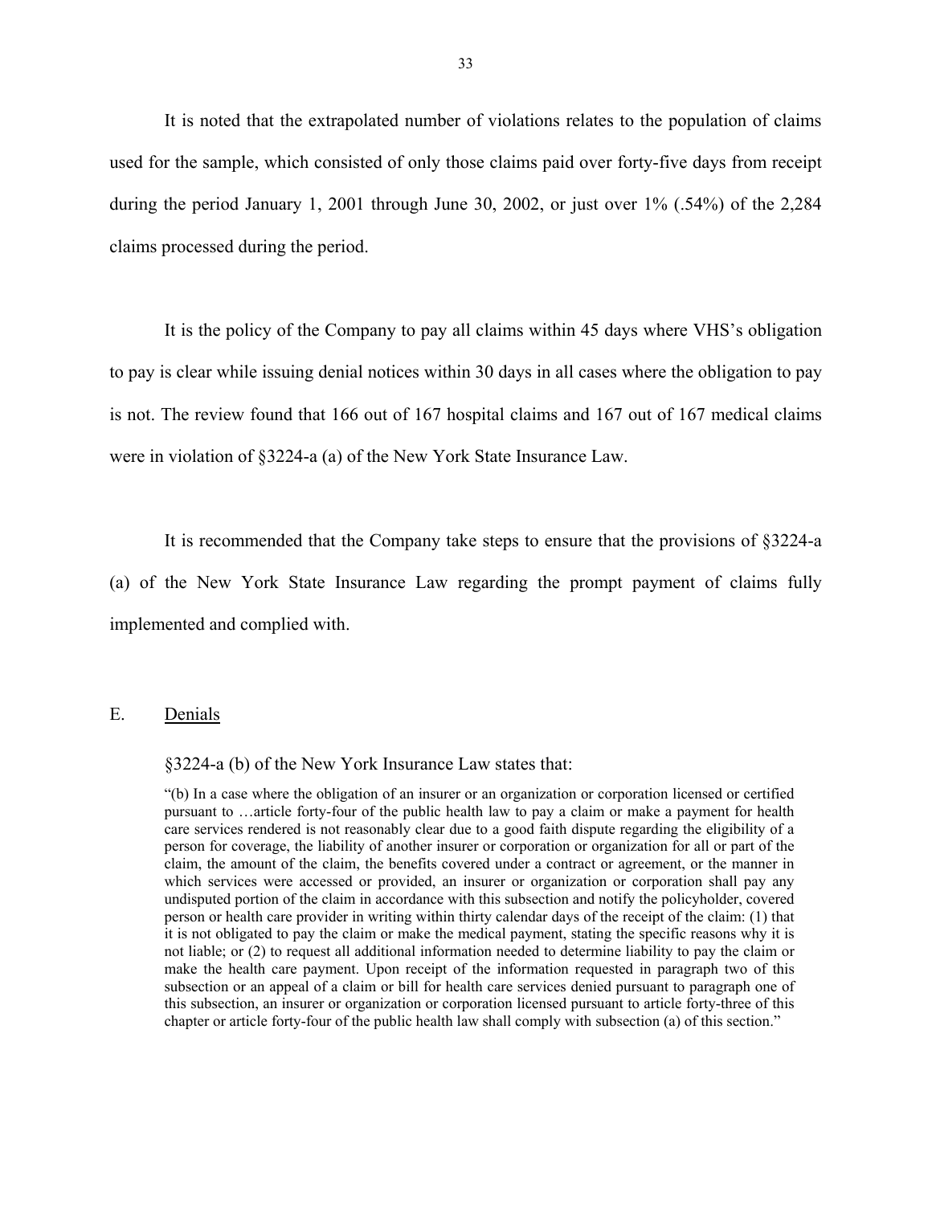It is noted that the extrapolated number of violations relates to the population of claims used for the sample, which consisted of only those claims paid over forty-five days from receipt during the period January 1, 2001 through June 30, 2002, or just over 1% (.54%) of the 2,284 claims processed during the period.

It is the policy of the Company to pay all claims within 45 days where VHS's obligation to pay is clear while issuing denial notices within 30 days in all cases where the obligation to pay is not. The review found that 166 out of 167 hospital claims and 167 out of 167 medical claims were in violation of §3224-a (a) of the New York State Insurance Law.

It is recommended that the Company take steps to ensure that the provisions of §3224-a (a) of the New York State Insurance Law regarding the prompt payment of claims fully implemented and complied with.

## E. Denials

§3224-a (b) of the New York Insurance Law states that:

> "(b) In a case where the obligation of an insurer or an organization or corporation licensed or certified pursuant to …article forty-four of the public health law to pay a claim or make a payment for health care services rendered is not reasonably clear due to a good faith dispute regarding the eligibility of a person for coverage, the liability of another insurer or corporation or organization for all or part of the claim, the amount of the claim, the benefits covered under a contract or agreement, or the manner in which services were accessed or provided, an insurer or organization or corporation shall pay any undisputed portion of the claim in accordance with this subsection and notify the policyholder, covered person or health care provider in writing within thirty calendar days of the receipt of the claim: (1) that it is not obligated to pay the claim or make the medical payment, stating the specific reasons why it is not liable; or (2) to request all additional information needed to determine liability to pay the claim or make the health care payment. Upon receipt of the information requested in paragraph two of this subsection or an appeal of a claim or bill for health care services denied pursuant to paragraph one of this subsection, an insurer or organization or corporation licensed pursuant to article forty-three of this chapter or article forty-four of the public health law shall comply with subsection (a) of this section."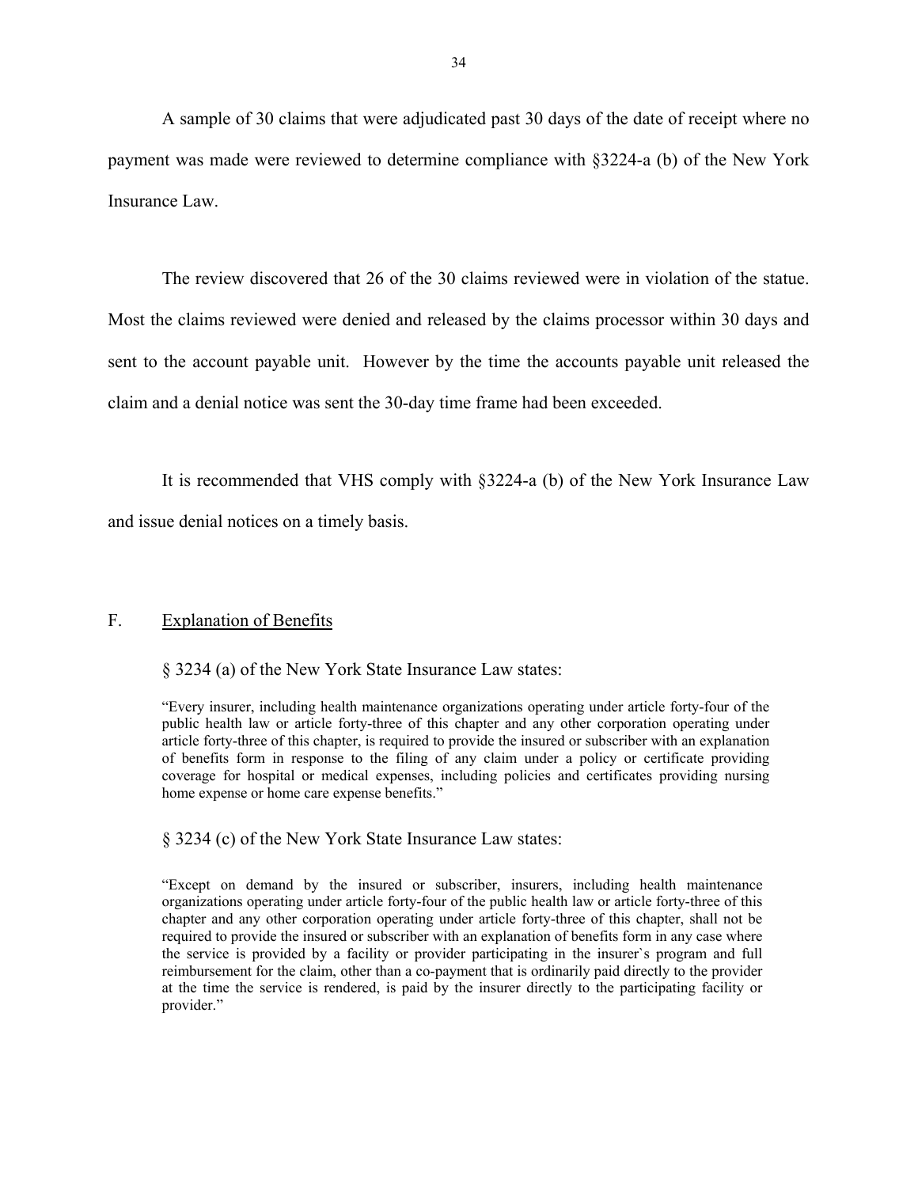A sample of 30 claims that were adjudicated past 30 days of the date of receipt where no payment was made were reviewed to determine compliance with §3224-a (b) of the New York Insurance Law.

The review discovered that 26 of the 30 claims reviewed were in violation of the statue. Most the claims reviewed were denied and released by the claims processor within 30 days and sent to the account payable unit. However by the time the accounts payable unit released the claim and a denial notice was sent the 30-day time frame had been exceeded.

It is recommended that VHS comply with §3224-a (b) of the New York Insurance Law and issue denial notices on a timely basis.

## F. Explanation of Benefits

§ 3234 (a) of the New York State Insurance Law states:

> "Every insurer, including health maintenance organizations operating under article forty-four of the public health law or article forty-three of this chapter and any other corporation operating under article forty-three of this chapter, is required to provide the insured or subscriber with an explanation of benefits form in response to the filing of any claim under a policy or certificate providing coverage for hospital or medical expenses, including policies and certificates providing nursing home expense or home care expense benefits."

§ 3234 (c) of the New York State Insurance Law states:

> "Except on demand by the insured or subscriber, insurers, including health maintenance organizations operating under article forty-four of the public health law or article forty-three of this chapter and any other corporation operating under article forty-three of this chapter, shall not be required to provide the insured or subscriber with an explanation of benefits form in any case where the service is provided by a facility or provider participating in the insurer`s program and full reimbursement for the claim, other than a co-payment that is ordinarily paid directly to the provider at the time the service is rendered, is paid by the insurer directly to the participating facility or provider."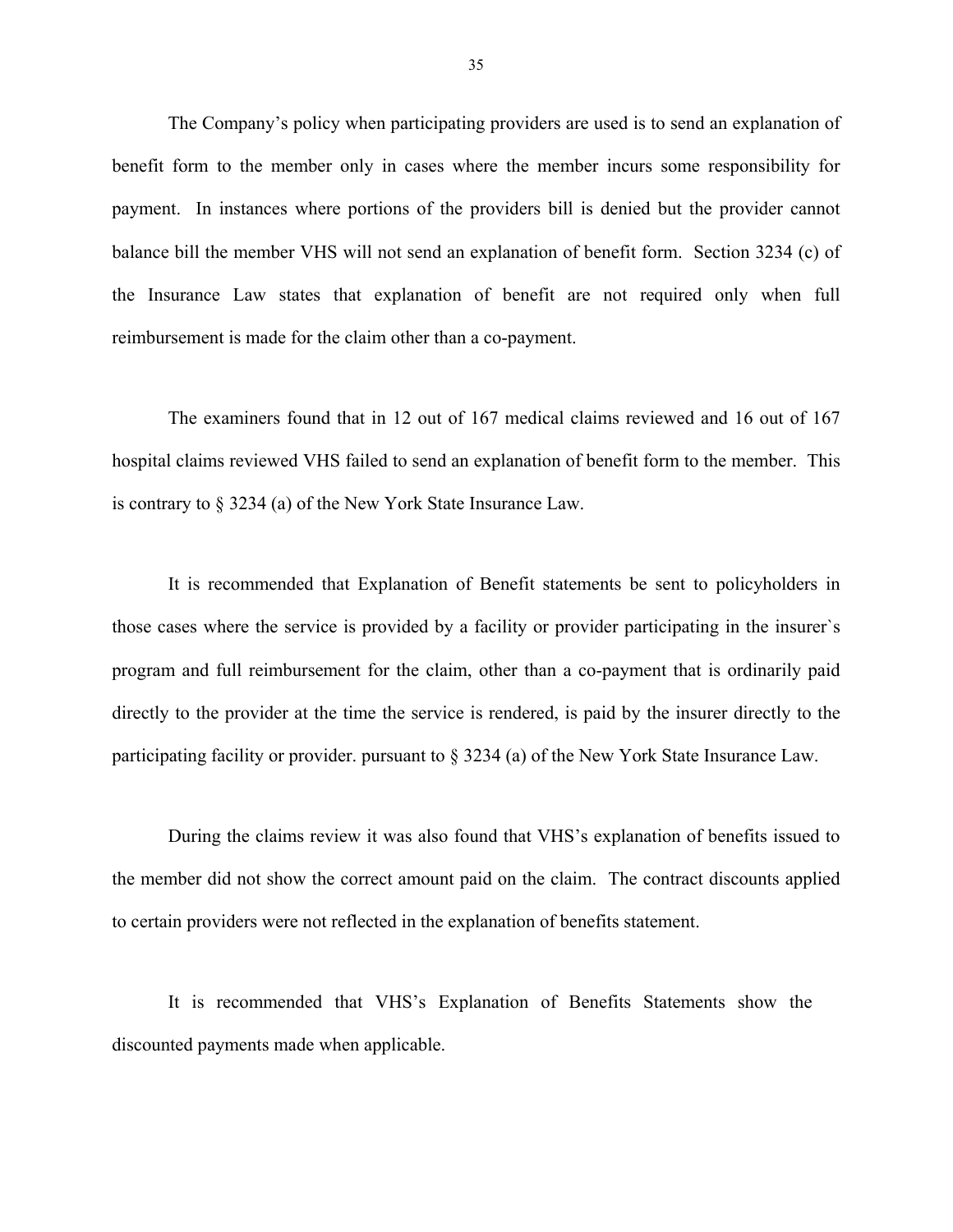The Company's policy when participating providers are used is to send an explanation of benefit form to the member only in cases where the member incurs some responsibility for payment. In instances where portions of the providers bill is denied but the provider cannot balance bill the member VHS will not send an explanation of benefit form. Section 3234 (c) of the Insurance Law states that explanation of benefit are not required only when full reimbursement is made for the claim other than a co-payment.

The examiners found that in 12 out of 167 medical claims reviewed and 16 out of 167 hospital claims reviewed VHS failed to send an explanation of benefit form to the member. This is contrary to § 3234 (a) of the New York State Insurance Law.

It is recommended that Explanation of Benefit statements be sent to policyholders in those cases where the service is provided by a facility or provider participating in the insurer`s program and full reimbursement for the claim, other than a co-payment that is ordinarily paid directly to the provider at the time the service is rendered, is paid by the insurer directly to the participating facility or provider. pursuant to § 3234 (a) of the New York State Insurance Law.

During the claims review it was also found that VHS's explanation of benefits issued to the member did not show the correct amount paid on the claim. The contract discounts applied to certain providers were not reflected in the explanation of benefits statement.

It is recommended that VHS's Explanation of Benefits Statements show the discounted payments made when applicable.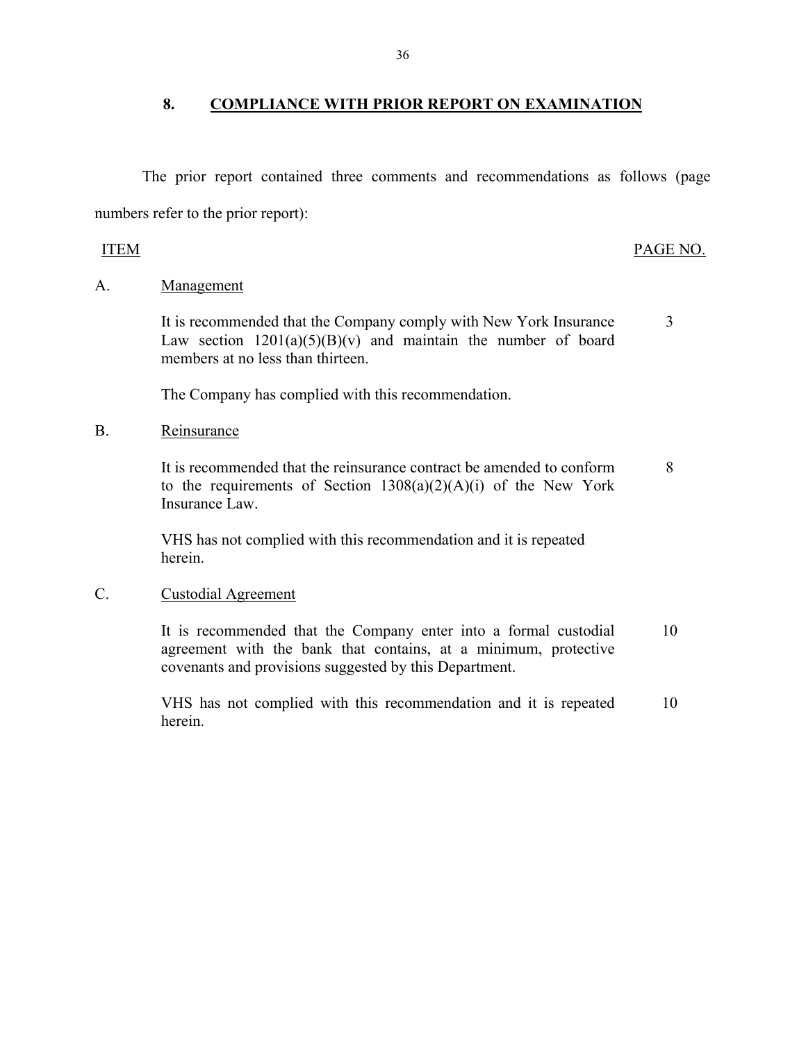## 8. COMPLIANCE WITH PRIOR REPORT ON EXAMINATION

The prior report contained three comments and recommendations as follows (page numbers refer to the prior report):

| ITEM | | PAGE NO. |
|---|---|---|
| A. | Management | |
| | It is recommended that the Company comply with New York Insurance Law section 1201(a)(5)(B)(v) and maintain the number of board members at no less than thirteen. | 3 |
| | The Company has complied with this recommendation. | |
| B. | Reinsurance | |
| | It is recommended that the reinsurance contract be amended to conform to the requirements of Section 1308(a)(2)(A)(i) of the New York Insurance Law. | 8 |
| | VHS has not complied with this recommendation and it is repeated herein. | |
| C. | Custodial Agreement | |
| | It is recommended that the Company enter into a formal custodial agreement with the bank that contains, at a minimum, protective covenants and provisions suggested by this Department. | 10 |
| | VHS has not complied with this recommendation and it is repeated herein. | 10 |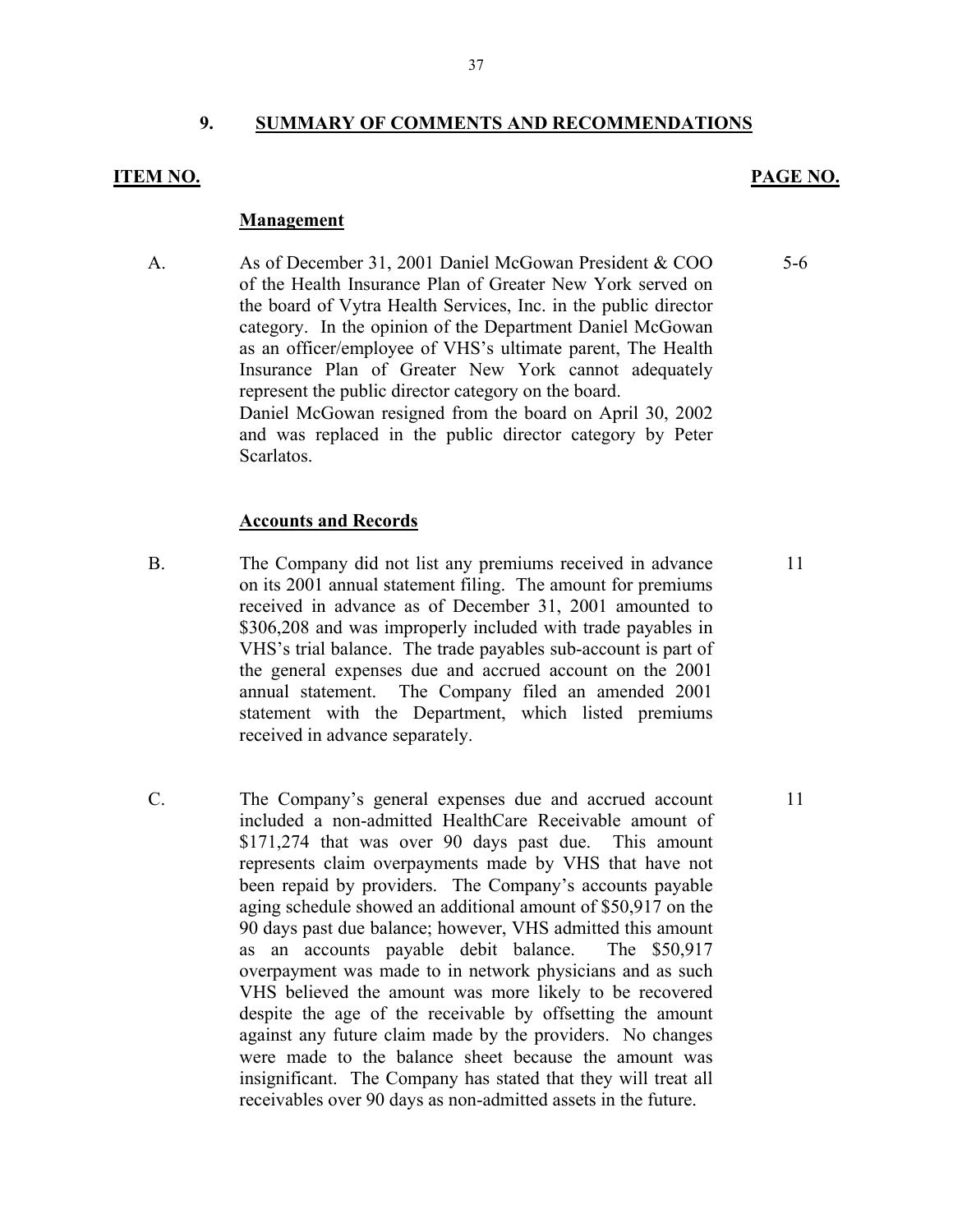## 9. SUMMARY OF COMMENTS AND RECOMMENDATIONS

| ITEM NO. | | PAGE NO. |
|---|---|---|
| | **Management** | |
| A. | As of December 31, 2001 Daniel McGowan President & COO of the Health Insurance Plan of Greater New York served on the board of Vytra Health Services, Inc. in the public director category. In the opinion of the Department Daniel McGowan as an officer/employee of VHS's ultimate parent, The Health Insurance Plan of Greater New York cannot adequately represent the public director category on the board. Daniel McGowan resigned from the board on April 30, 2002 and was replaced in the public director category by Peter Scarlatos. | 5-6 |
| | **Accounts and Records** | |
| B. | The Company did not list any premiums received in advance on its 2001 annual statement filing. The amount for premiums received in advance as of December 31, 2001 amounted to $306,208 and was improperly included with trade payables in VHS's trial balance. The trade payables sub-account is part of the general expenses due and accrued account on the 2001 annual statement. The Company filed an amended 2001 statement with the Department, which listed premiums received in advance separately. | 11 |
| C. | The Company's general expenses due and accrued account included a non-admitted HealthCare Receivable amount of $171,274 that was over 90 days past due. This amount represents claim overpayments made by VHS that have not been repaid by providers. The Company's accounts payable aging schedule showed an additional amount of $50,917 on the 90 days past due balance; however, VHS admitted this amount as an accounts payable debit balance. The $50,917 overpayment was made to in network physicians and as such VHS believed the amount was more likely to be recovered despite the age of the receivable by offsetting the amount against any future claim made by the providers. No changes were made to the balance sheet because the amount was insignificant. The Company has stated that they will treat all receivables over 90 days as non-admitted assets in the future. | 11 |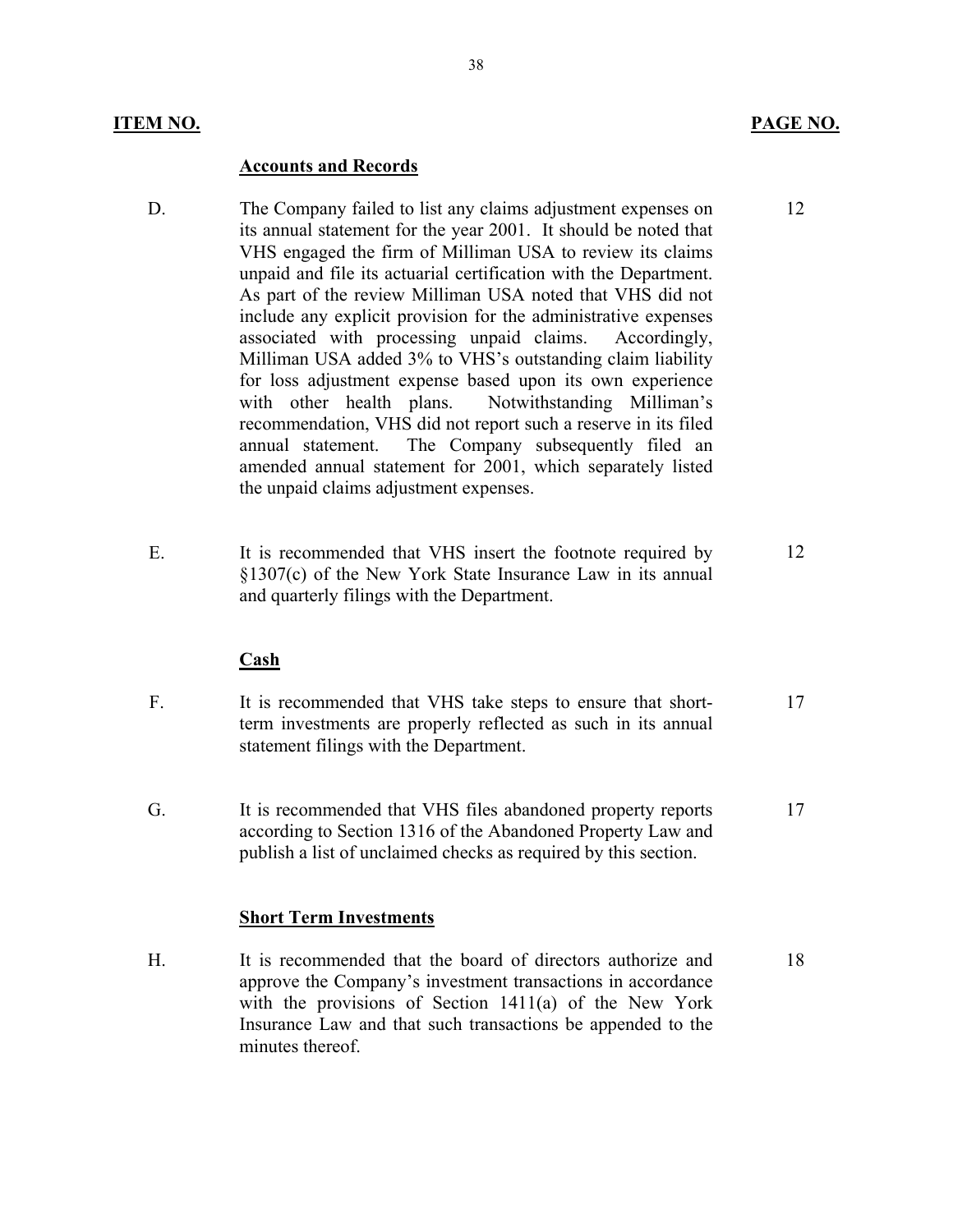| ITEM NO. | | PAGE NO. |
|---|---|---|
| | **Accounts and Records** | |
| D. | The Company failed to list any claims adjustment expenses on its annual statement for the year 2001. It should be noted that VHS engaged the firm of Milliman USA to review its claims unpaid and file its actuarial certification with the Department. As part of the review Milliman USA noted that VHS did not include any explicit provision for the administrative expenses associated with processing unpaid claims. Accordingly, Milliman USA added 3% to VHS's outstanding claim liability for loss adjustment expense based upon its own experience with other health plans. Notwithstanding Milliman's recommendation, VHS did not report such a reserve in its filed annual statement. The Company subsequently filed an amended annual statement for 2001, which separately listed the unpaid claims adjustment expenses. | 12 |
| E. | It is recommended that VHS insert the footnote required by §1307(c) of the New York State Insurance Law in its annual and quarterly filings with the Department. | 12 |
| | **Cash** | |
| F. | It is recommended that VHS take steps to ensure that short-term investments are properly reflected as such in its annual statement filings with the Department. | 17 |
| G. | It is recommended that VHS files abandoned property reports according to Section 1316 of the Abandoned Property Law and publish a list of unclaimed checks as required by this section. | 17 |
| | **Short Term Investments** | |
| H. | It is recommended that the board of directors authorize and approve the Company's investment transactions in accordance with the provisions of Section 1411(a) of the New York Insurance Law and that such transactions be appended to the minutes thereof. | 18 |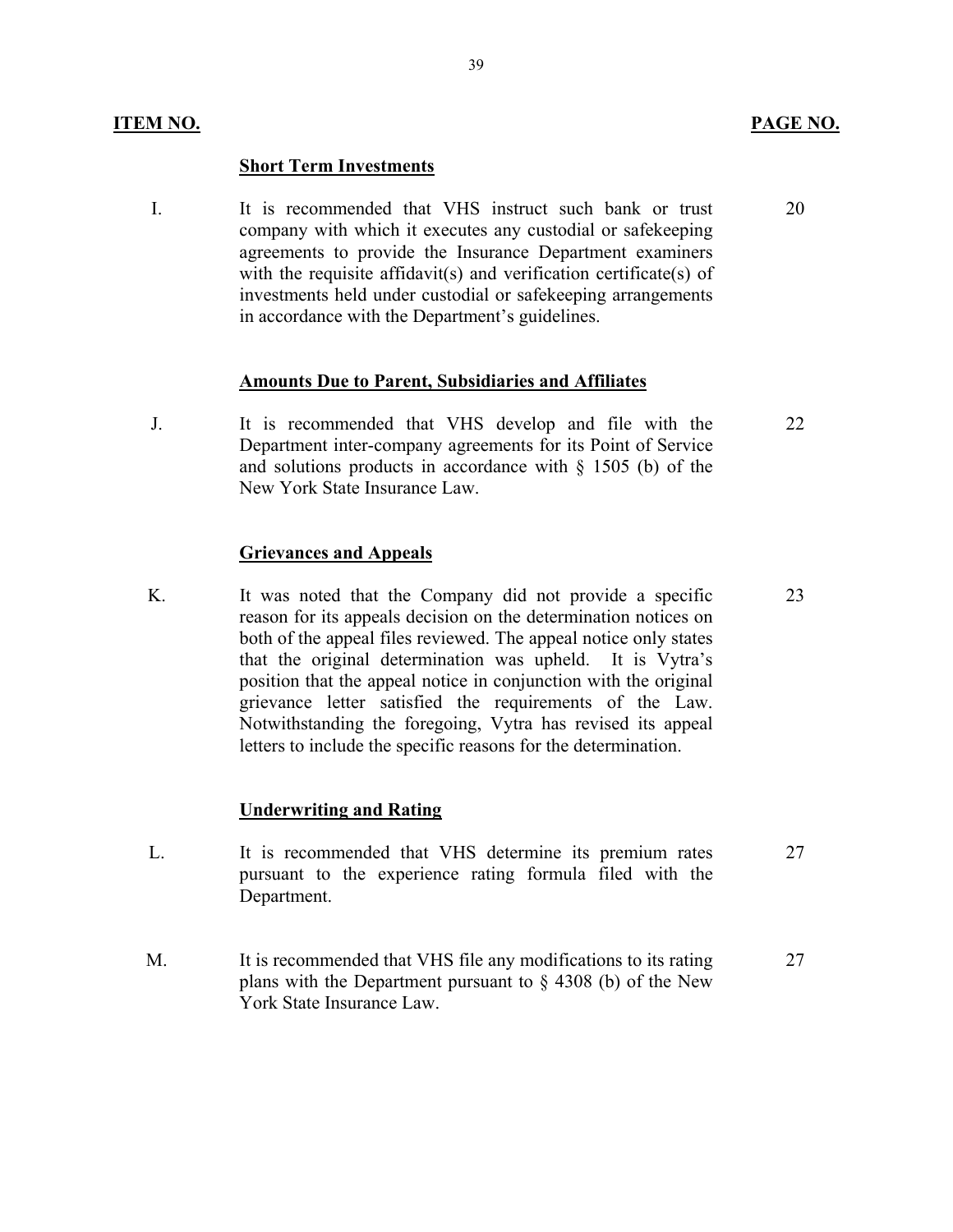| ITEM NO. | | PAGE NO. |
|---|---|---|
| | **Short Term Investments** | |
| I. | It is recommended that VHS instruct such bank or trust company with which it executes any custodial or safekeeping agreements to provide the Insurance Department examiners with the requisite affidavit(s) and verification certificate(s) of investments held under custodial or safekeeping arrangements in accordance with the Department's guidelines. | 20 |
| | **Amounts Due to Parent, Subsidiaries and Affiliates** | |
| J. | It is recommended that VHS develop and file with the Department inter-company agreements for its Point of Service and solutions products in accordance with § 1505 (b) of the New York State Insurance Law. | 22 |
| | **Grievances and Appeals** | |
| K. | It was noted that the Company did not provide a specific reason for its appeals decision on the determination notices on both of the appeal files reviewed. The appeal notice only states that the original determination was upheld. It is Vytra's position that the appeal notice in conjunction with the original grievance letter satisfied the requirements of the Law. Notwithstanding the foregoing, Vytra has revised its appeal letters to include the specific reasons for the determination. | 23 |
| | **Underwriting and Rating** | |
| L. | It is recommended that VHS determine its premium rates pursuant to the experience rating formula filed with the Department. | 27 |
| M. | It is recommended that VHS file any modifications to its rating plans with the Department pursuant to § 4308 (b) of the New York State Insurance Law. | 27 |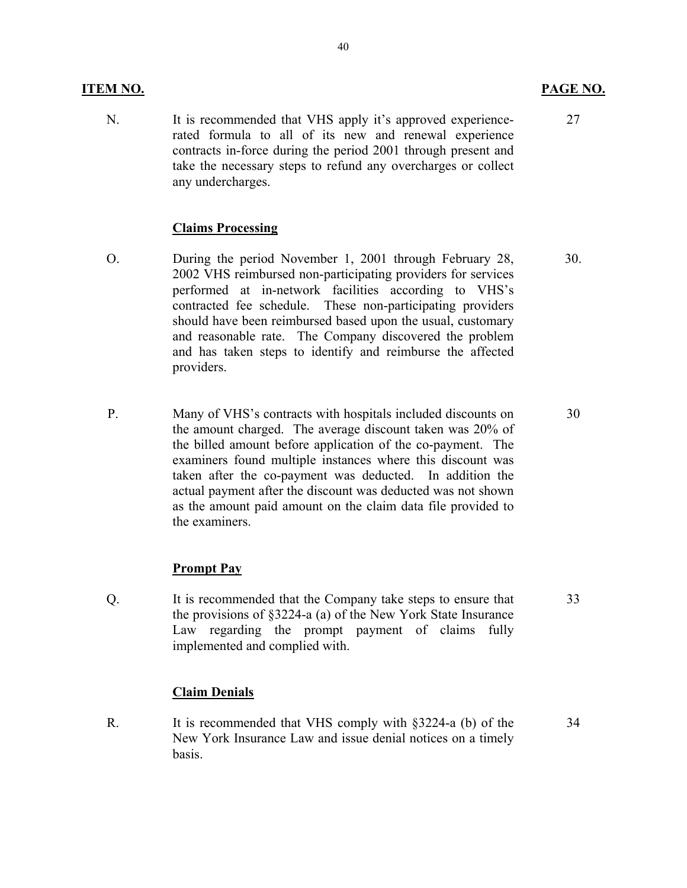| ITEM NO. | | PAGE NO. |
|---|---|---|
| N. | It is recommended that VHS apply it's approved experience-rated formula to all of its new and renewal experience contracts in-force during the period 2001 through present and take the necessary steps to refund any overcharges or collect any undercharges. | 27 |
| | **Claims Processing** | |
| O. | During the period November 1, 2001 through February 28, 2002 VHS reimbursed non-participating providers for services performed at in-network facilities according to VHS's contracted fee schedule. These non-participating providers should have been reimbursed based upon the usual, customary and reasonable rate. The Company discovered the problem and has taken steps to identify and reimburse the affected providers. | 30. |
| P. | Many of VHS's contracts with hospitals included discounts on the amount charged. The average discount taken was 20% of the billed amount before application of the co-payment. The examiners found multiple instances where this discount was taken after the co-payment was deducted. In addition the actual payment after the discount was deducted was not shown as the amount paid amount on the claim data file provided to the examiners. | 30 |
| | **Prompt Pay** | |
| Q. | It is recommended that the Company take steps to ensure that the provisions of §3224-a (a) of the New York State Insurance Law regarding the prompt payment of claims fully implemented and complied with. | 33 |
| | **Claim Denials** | |
| R. | It is recommended that VHS comply with §3224-a (b) of the New York Insurance Law and issue denial notices on a timely basis. | 34 |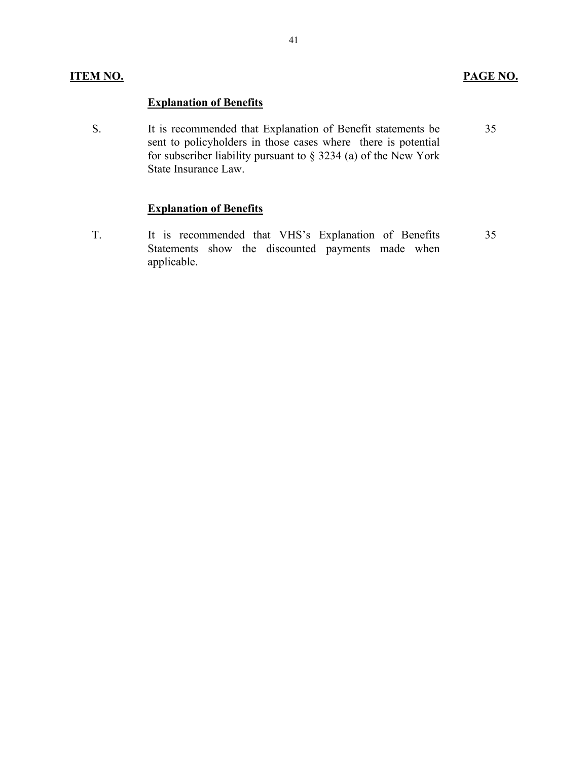| ITEM NO. | | PAGE NO. |
|---|---|---|
| | **Explanation of Benefits** | |
| S. | It is recommended that Explanation of Benefit statements be sent to policyholders in those cases where there is potential for subscriber liability pursuant to § 3234 (a) of the New York State Insurance Law. | 35 |
| | **Explanation of Benefits** | |
| T. | It is recommended that VHS's Explanation of Benefits Statements show the discounted payments made when applicable. | 35 |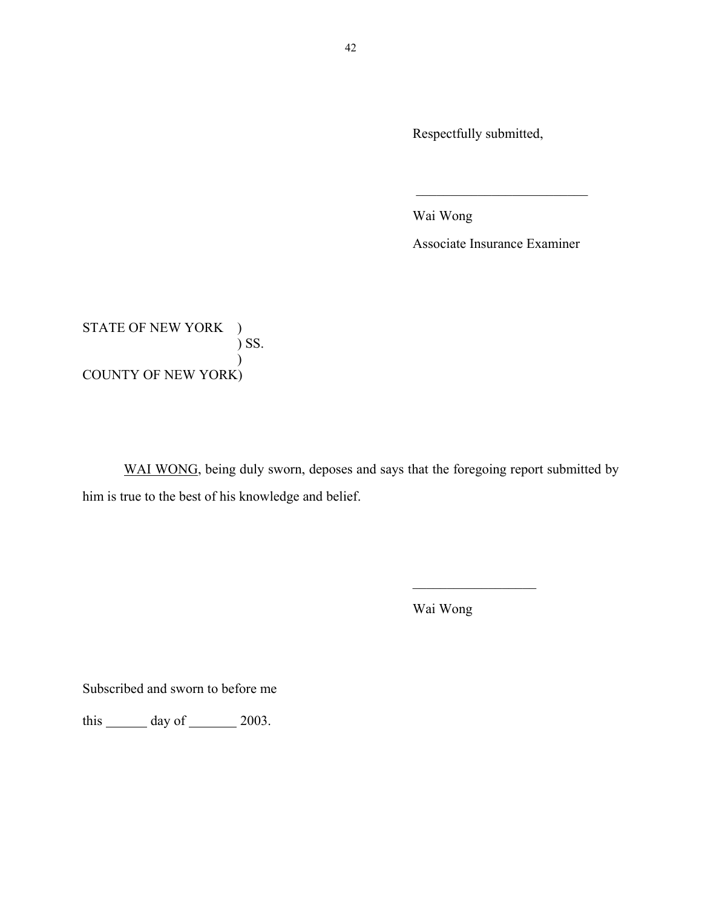Respectfully submitted,

_________________________

Wai Wong

Associate Insurance Examiner

STATE OF NEW YORK )
) SS.
)
COUNTY OF NEW YORK)

WAI WONG, being duly sworn, deposes and says that the foregoing report submitted by him is true to the best of his knowledge and belief.

__________________

Wai Wong

Subscribed and sworn to before me

this ______ day of _______ 2003.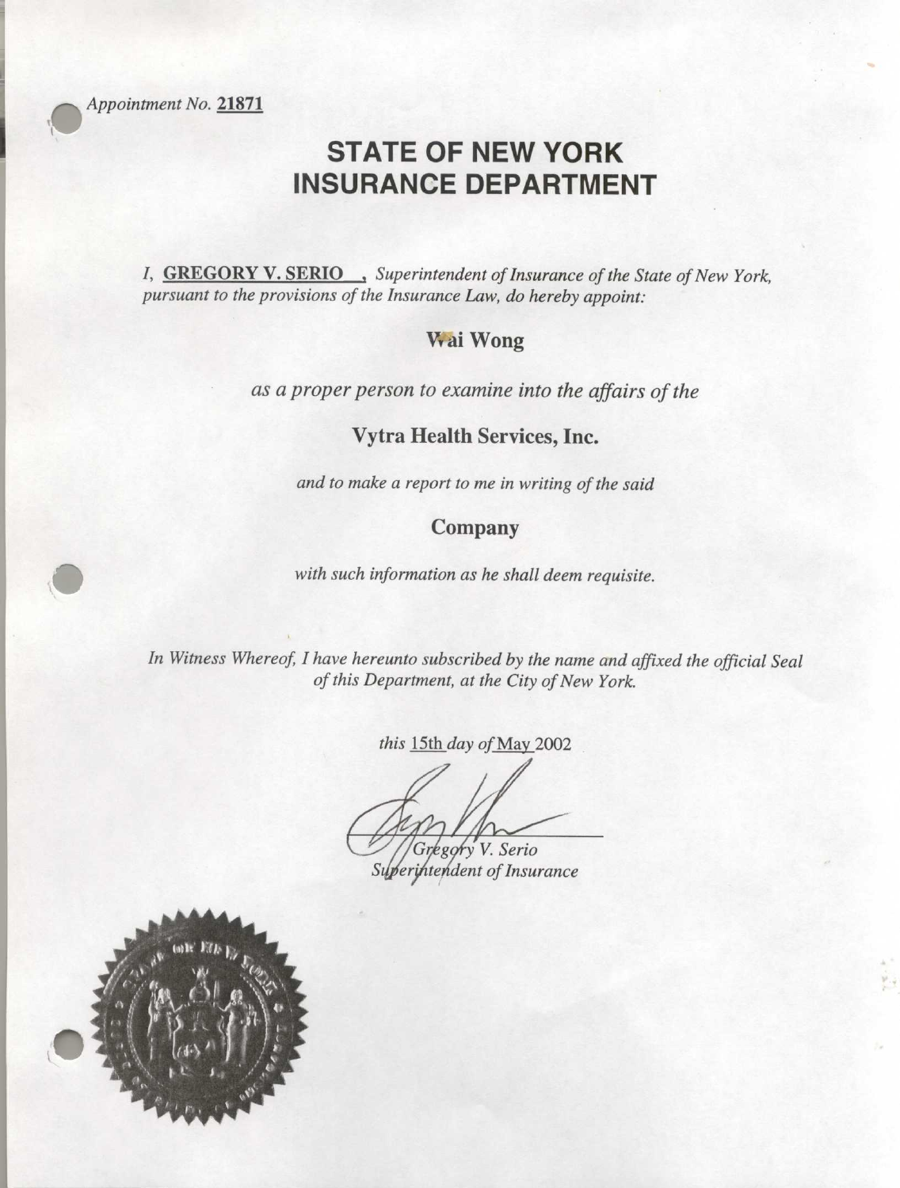*Appointment No.* **21871**

# STATE OF NEW YORK
# INSURANCE DEPARTMENT

*I,* **GREGORY V. SERIO** , *Superintendent of Insurance of the State of New York, pursuant to the provisions of the Insurance Law, do hereby appoint:*

**Wai Wong**

*as a proper person to examine into the affairs of the*

**Vytra Health Services, Inc.**

*and to make a report to me in writing of the said*

**Company**

*with such information as he shall deem requisite.*

*In Witness Whereof, I have hereunto subscribed by the name and affixed the official Seal of this Department, at the City of New York.*

*this* 15th *day of* May 2002

*Gregory V. Serio*
*Superintendent of Insurance*